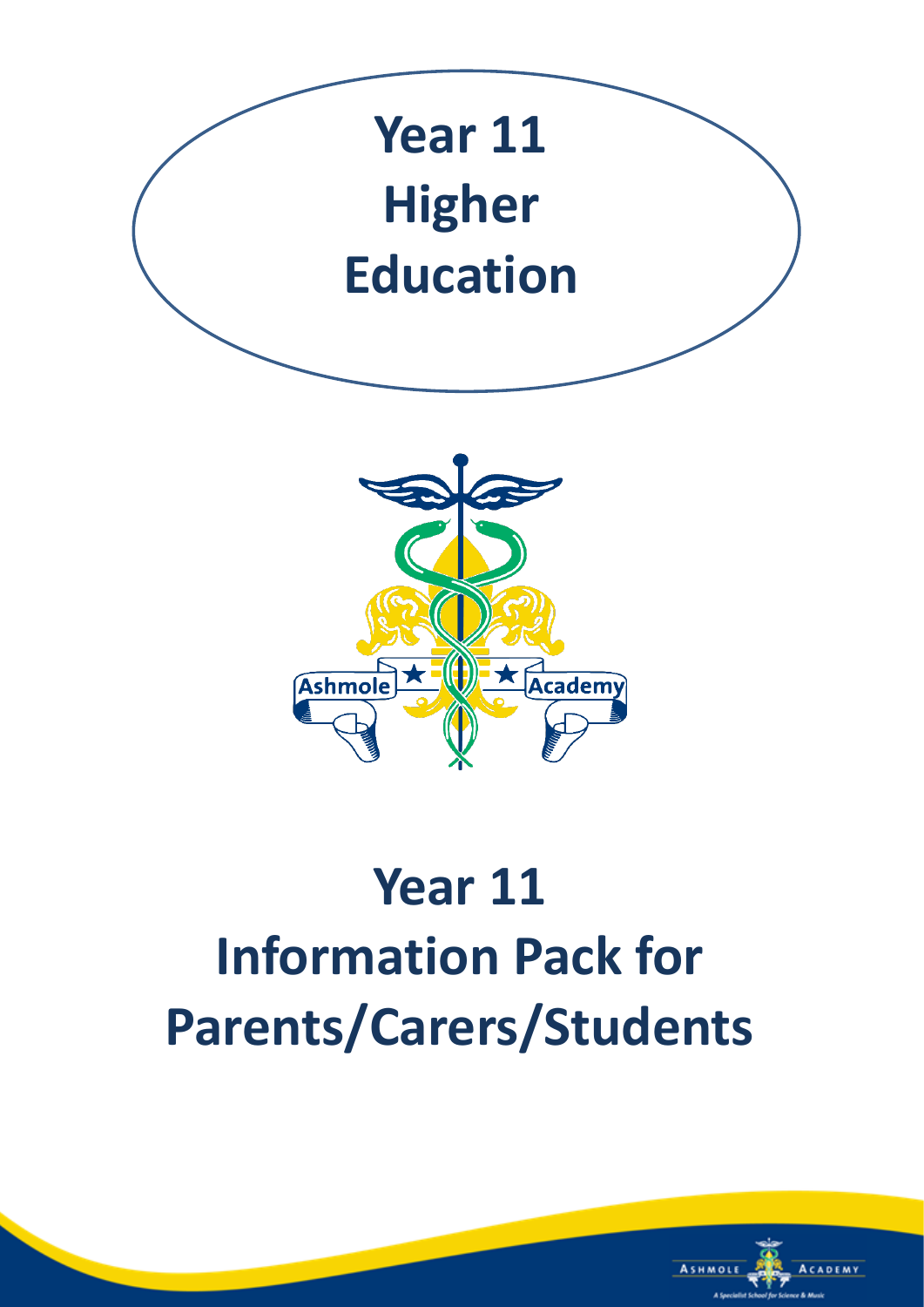# Year 11 Higher Education

# Year 11 Information Pack for Parents/Carers/Students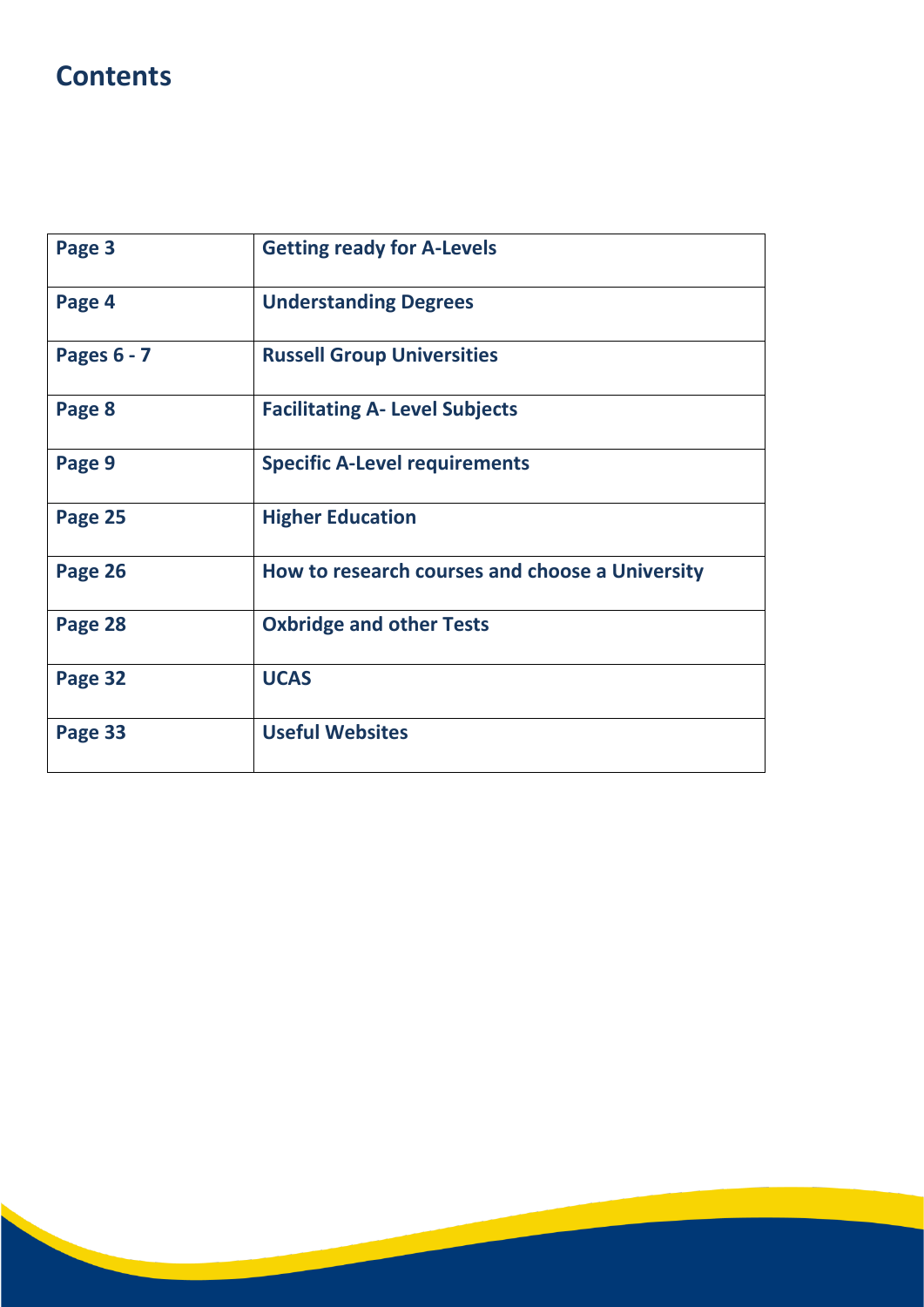# Contents

| | |
|---|---|
| **Page 3** | **Getting ready for A-Levels** |
| **Page 4** | **Understanding Degrees** |
| **Pages 6 - 7** | **Russell Group Universities** |
| **Page 8** | **Facilitating A- Level Subjects** |
| **Page 9** | **Specific A-Level requirements** |
| **Page 25** | **Higher Education** |
| **Page 26** | **How to research courses and choose a University** |
| **Page 28** | **Oxbridge and other Tests** |
| **Page 32** | **UCAS** |
| **Page 33** | **Useful Websites** |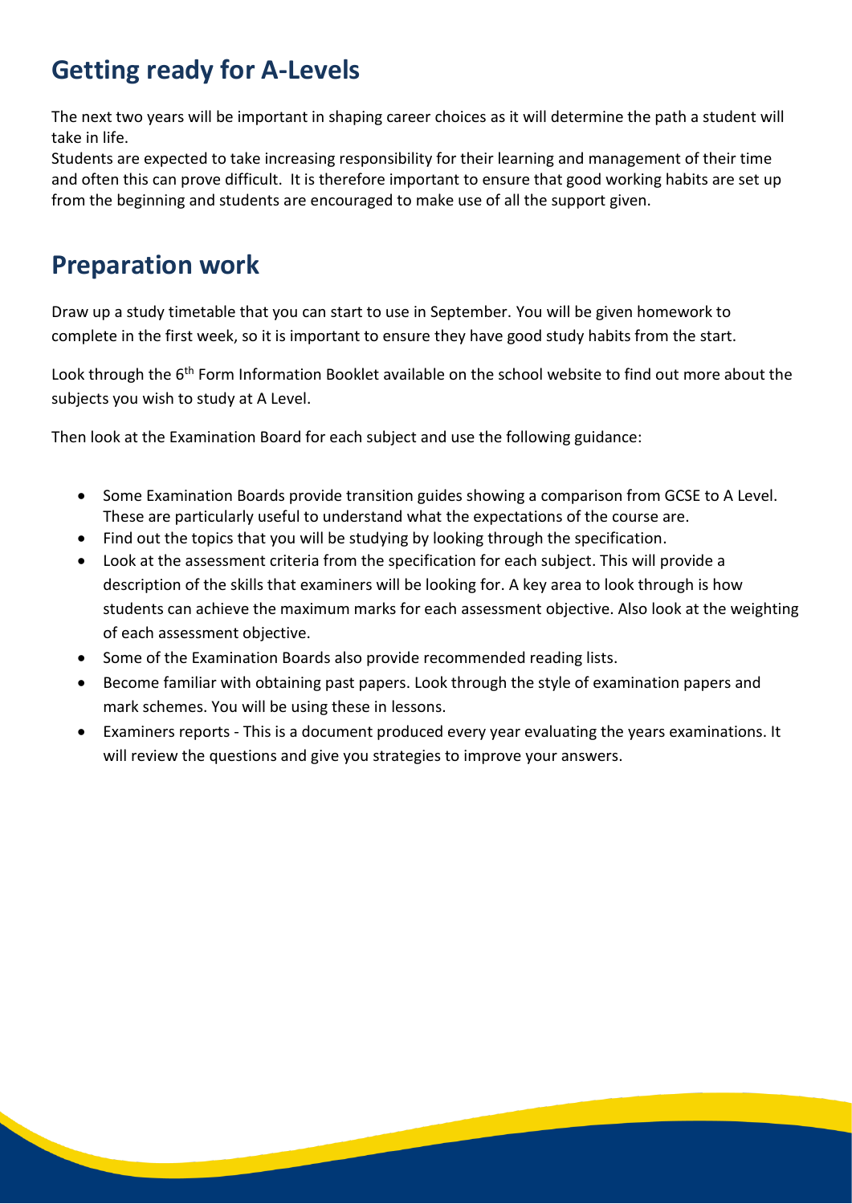## Getting ready for A-Levels

The next two years will be important in shaping career choices as it will determine the path a student will take in life.
Students are expected to take increasing responsibility for their learning and management of their time and often this can prove difficult. It is therefore important to ensure that good working habits are set up from the beginning and students are encouraged to make use of all the support given.

## Preparation work

Draw up a study timetable that you can start to use in September. You will be given homework to complete in the first week, so it is important to ensure they have good study habits from the start.

Look through the 6th Form Information Booklet available on the school website to find out more about the subjects you wish to study at A Level.

Then look at the Examination Board for each subject and use the following guidance:

- Some Examination Boards provide transition guides showing a comparison from GCSE to A Level. These are particularly useful to understand what the expectations of the course are.
- Find out the topics that you will be studying by looking through the specification.
- Look at the assessment criteria from the specification for each subject. This will provide a description of the skills that examiners will be looking for. A key area to look through is how students can achieve the maximum marks for each assessment objective. Also look at the weighting of each assessment objective.
- Some of the Examination Boards also provide recommended reading lists.
- Become familiar with obtaining past papers. Look through the style of examination papers and mark schemes. You will be using these in lessons.
- Examiners reports - This is a document produced every year evaluating the years examinations. It will review the questions and give you strategies to improve your answers.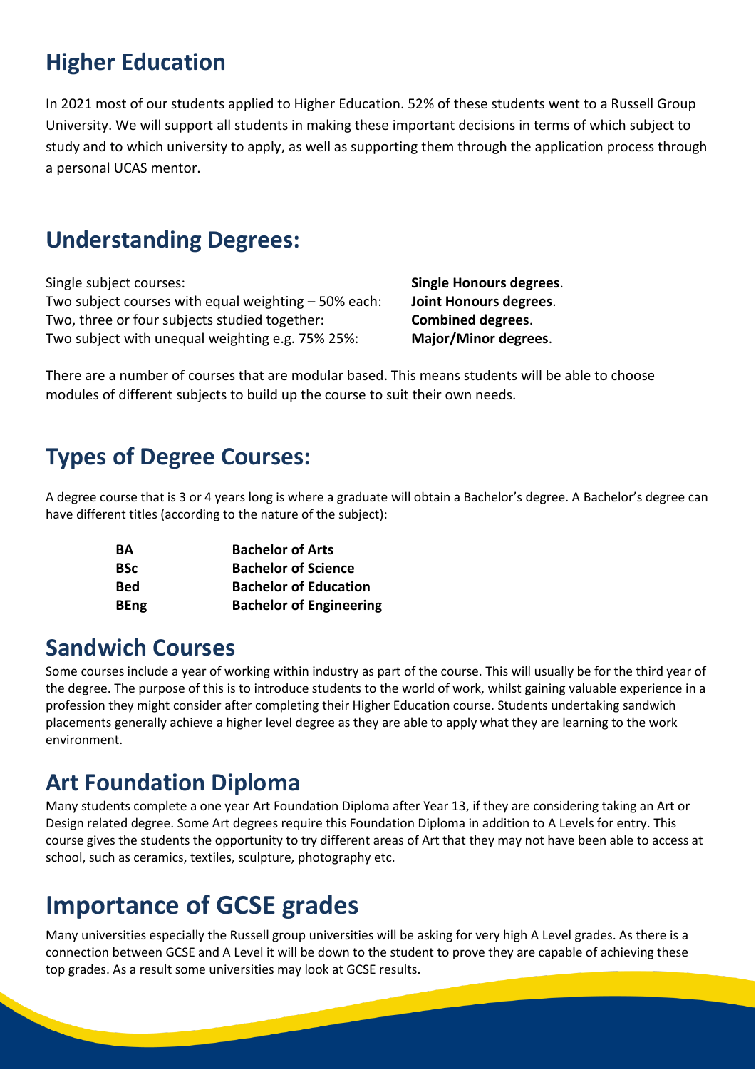## Higher Education

In 2021 most of our students applied to Higher Education. 52% of these students went to a Russell Group University. We will support all students in making these important decisions in terms of which subject to study and to which university to apply, as well as supporting them through the application process through a personal UCAS mentor.

## Understanding Degrees:

| | |
|---|---|
| Single subject courses: | **Single Honours degrees**. |
| Two subject courses with equal weighting – 50% each: | **Joint Honours degrees**. |
| Two, three or four subjects studied together: | **Combined degrees**. |
| Two subject with unequal weighting e.g. 75% 25%: | **Major/Minor degrees**. |

There are a number of courses that are modular based. This means students will be able to choose modules of different subjects to build up the course to suit their own needs.

## Types of Degree Courses:

A degree course that is 3 or 4 years long is where a graduate will obtain a Bachelor's degree. A Bachelor's degree can have different titles (according to the nature of the subject):

| | |
|---|---|
| **BA** | **Bachelor of Arts** |
| **BSc** | **Bachelor of Science** |
| **Bed** | **Bachelor of Education** |
| **BEng** | **Bachelor of Engineering** |

## Sandwich Courses

Some courses include a year of working within industry as part of the course. This will usually be for the third year of the degree. The purpose of this is to introduce students to the world of work, whilst gaining valuable experience in a profession they might consider after completing their Higher Education course. Students undertaking sandwich placements generally achieve a higher level degree as they are able to apply what they are learning to the work environment.

## Art Foundation Diploma

Many students complete a one year Art Foundation Diploma after Year 13, if they are considering taking an Art or Design related degree. Some Art degrees require this Foundation Diploma in addition to A Levels for entry. This course gives the students the opportunity to try different areas of Art that they may not have been able to access at school, such as ceramics, textiles, sculpture, photography etc.

## Importance of GCSE grades

Many universities especially the Russell group universities will be asking for very high A Level grades. As there is a connection between GCSE and A Level it will be down to the student to prove they are capable of achieving these top grades. As a result some universities may look at GCSE results.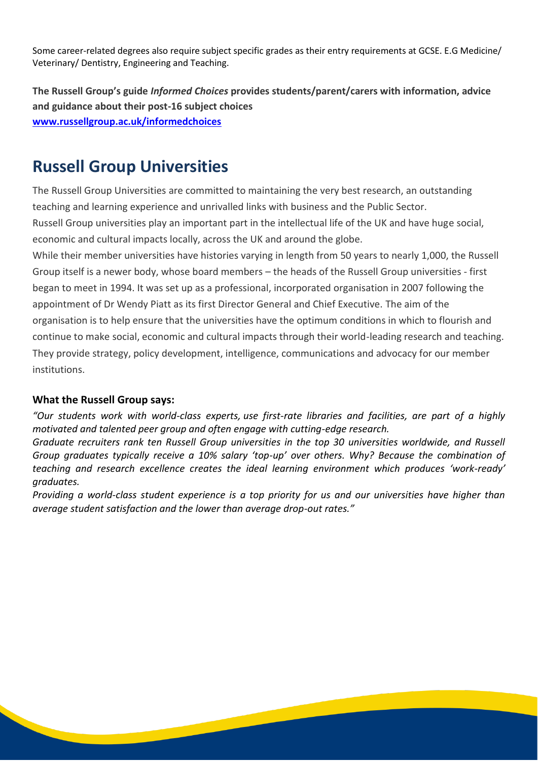Some career-related degrees also require subject specific grades as their entry requirements at GCSE. E.G Medicine/ Veterinary/ Dentistry, Engineering and Teaching.

**The Russell Group's guide *Informed Choices* provides students/parent/carers with information, advice and guidance about their post-16 subject choices**
**[www.russellgroup.ac.uk/informedchoices](http://www.russellgroup.ac.uk/informedchoices)**

## Russell Group Universities

The Russell Group Universities are committed to maintaining the very best research, an outstanding teaching and learning experience and unrivalled links with business and the Public Sector.
Russell Group universities play an important part in the intellectual life of the UK and have huge social, economic and cultural impacts locally, across the UK and around the globe.
While their member universities have histories varying in length from 50 years to nearly 1,000, the Russell Group itself is a newer body, whose board members – the heads of the Russell Group universities - first began to meet in 1994. It was set up as a professional, incorporated organisation in 2007 following the appointment of Dr Wendy Piatt as its first Director General and Chief Executive. The aim of the organisation is to help ensure that the universities have the optimum conditions in which to flourish and continue to make social, economic and cultural impacts through their world-leading research and teaching. They provide strategy, policy development, intelligence, communications and advocacy for our member institutions.

### What the Russell Group says:

*"Our students work with world-class experts, use first-rate libraries and facilities, are part of a highly motivated and talented peer group and often engage with cutting-edge research.*
*Graduate recruiters rank ten Russell Group universities in the top 30 universities worldwide, and Russell Group graduates typically receive a 10% salary 'top-up' over others. Why? Because the combination of teaching and research excellence creates the ideal learning environment which produces 'work-ready' graduates.*
*Providing a world-class student experience is a top priority for us and our universities have higher than average student satisfaction and the lower than average drop-out rates."*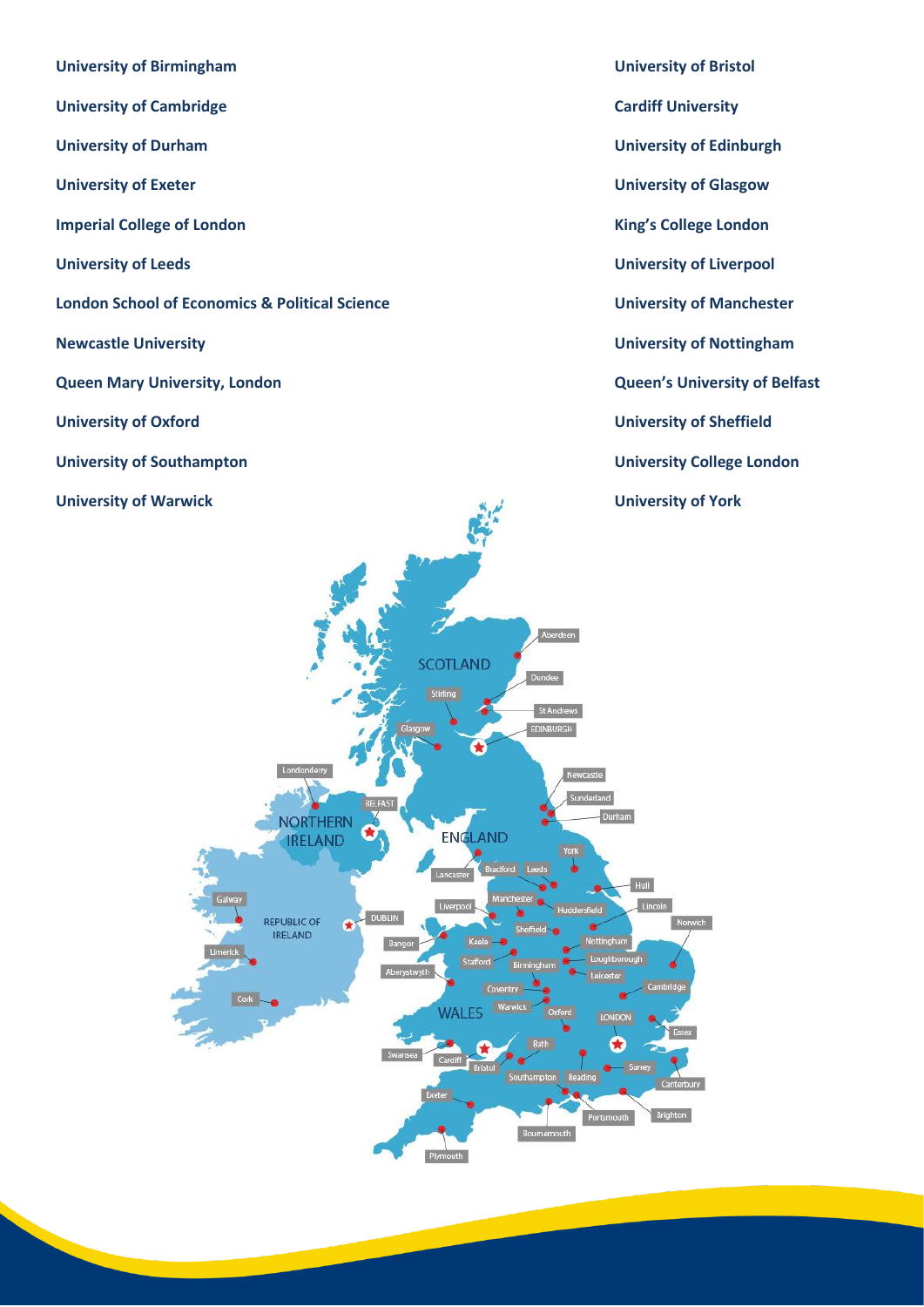**University of Birmingham**

**University of Bristol**

**University of Cambridge**

**Cardiff University**

**University of Durham**

**University of Edinburgh**

**University of Exeter**

**University of Glasgow**

**Imperial College of London**

**King's College London**

**University of Leeds**

**University of Liverpool**

**London School of Economics & Political Science**

**University of Manchester**

**Newcastle University**

**University of Nottingham**

**Queen Mary University, London**

**Queen's University of Belfast**

**University of Oxford**

**University of Sheffield**

**University of Southampton**

**University College London**

**University of Warwick**

**University of York**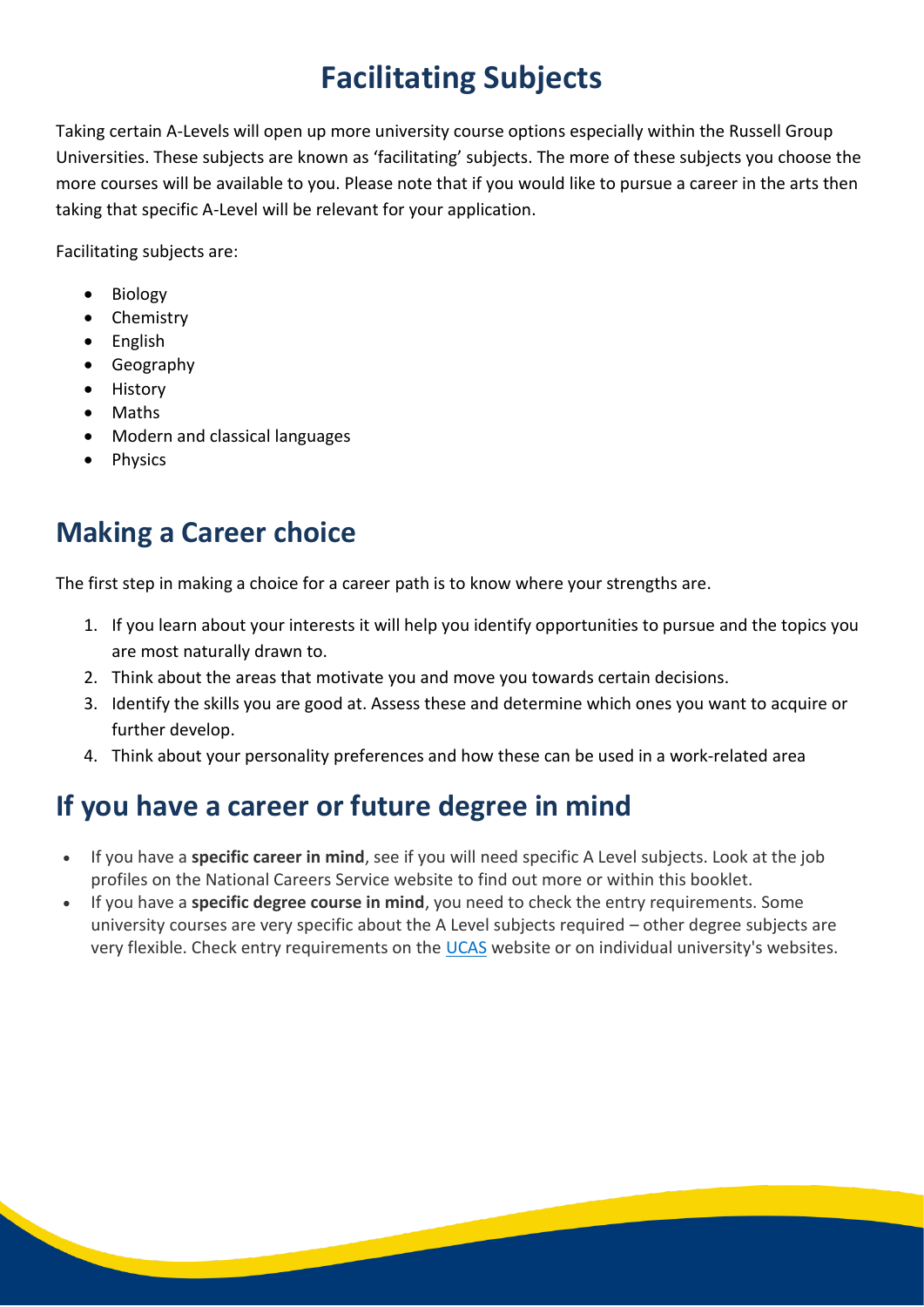# Facilitating Subjects

Taking certain A-Levels will open up more university course options especially within the Russell Group Universities. These subjects are known as 'facilitating' subjects. The more of these subjects you choose the more courses will be available to you. Please note that if you would like to pursue a career in the arts then taking that specific A-Level will be relevant for your application.

Facilitating subjects are:

- Biology
- Chemistry
- English
- Geography
- History
- Maths
- Modern and classical languages
- Physics

## Making a Career choice

The first step in making a choice for a career path is to know where your strengths are.

1. If you learn about your interests it will help you identify opportunities to pursue and the topics you are most naturally drawn to.
2. Think about the areas that motivate you and move you towards certain decisions.
3. Identify the skills you are good at. Assess these and determine which ones you want to acquire or further develop.
4. Think about your personality preferences and how these can be used in a work-related area

## If you have a career or future degree in mind

- If you have a **specific career in mind**, see if you will need specific A Level subjects. Look at the job profiles on the National Careers Service website to find out more or within this booklet.
- If you have a **specific degree course in mind**, you need to check the entry requirements. Some university courses are very specific about the A Level subjects required – other degree subjects are very flexible. Check entry requirements on the UCAS website or on individual university's websites.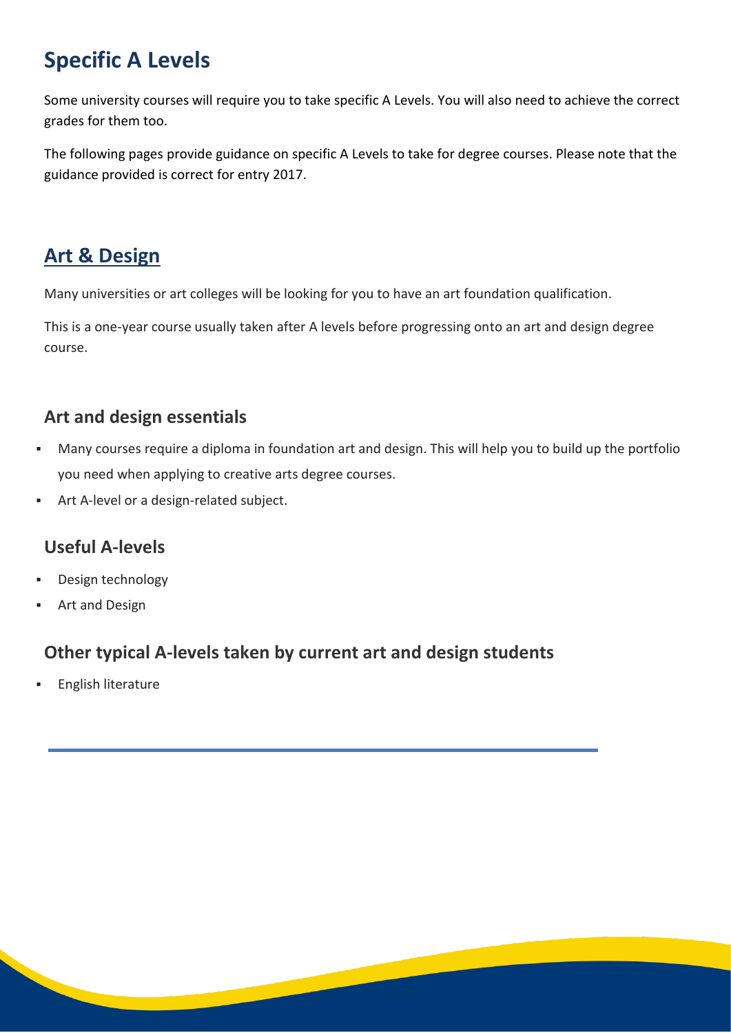# Specific A Levels

Some university courses will require you to take specific A Levels. You will also need to achieve the correct grades for them too.

The following pages provide guidance on specific A Levels to take for degree courses. Please note that the guidance provided is correct for entry 2017.

## Art & Design

Many universities or art colleges will be looking for you to have an art foundation qualification.

This is a one-year course usually taken after A levels before progressing onto an art and design degree course.

### Art and design essentials

- Many courses require a diploma in foundation art and design. This will help you to build up the portfolio you need when applying to creative arts degree courses.
- Art A-level or a design-related subject.

### Useful A-levels

- Design technology
- Art and Design

### Other typical A-levels taken by current art and design students

- English literature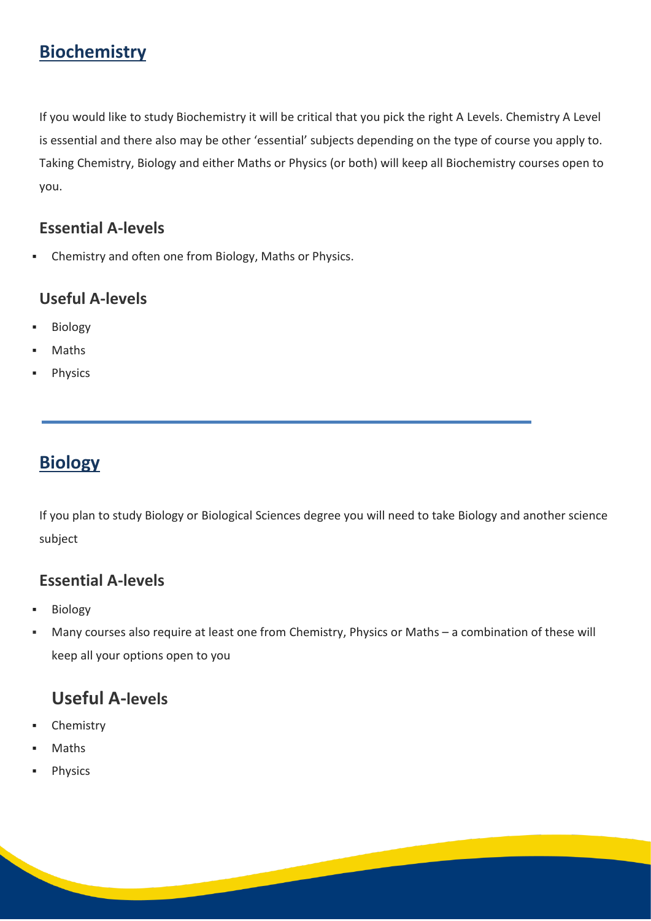## Biochemistry

If you would like to study Biochemistry it will be critical that you pick the right A Levels. Chemistry A Level is essential and there also may be other 'essential' subjects depending on the type of course you apply to. Taking Chemistry, Biology and either Maths or Physics (or both) will keep all Biochemistry courses open to you.

### Essential A-levels

- Chemistry and often one from Biology, Maths or Physics.

### Useful A-levels

- Biology
- Maths
- Physics

---

## Biology

If you plan to study Biology or Biological Sciences degree you will need to take Biology and another science subject

### Essential A-levels

- Biology
- Many courses also require at least one from Chemistry, Physics or Maths – a combination of these will keep all your options open to you

### Useful A-levels

- Chemistry
- Maths
- Physics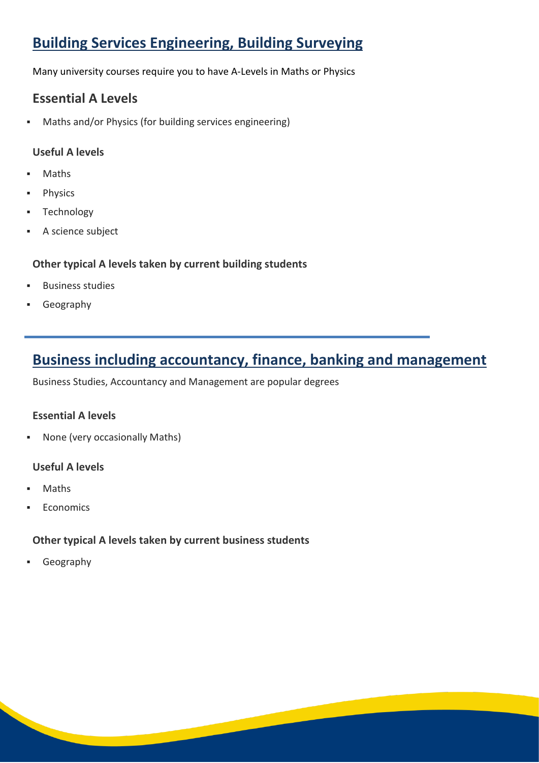## Building Services Engineering, Building Surveying

Many university courses require you to have A-Levels in Maths or Physics

### Essential A Levels

- Maths and/or Physics (for building services engineering)

#### Useful A levels

- Maths
- Physics
- Technology
- A science subject

#### Other typical A levels taken by current building students

- Business studies
- Geography

---

## Business including accountancy, finance, banking and management

Business Studies, Accountancy and Management are popular degrees

#### Essential A levels

- None (very occasionally Maths)

#### Useful A levels

- Maths
- Economics

#### Other typical A levels taken by current business students

- Geography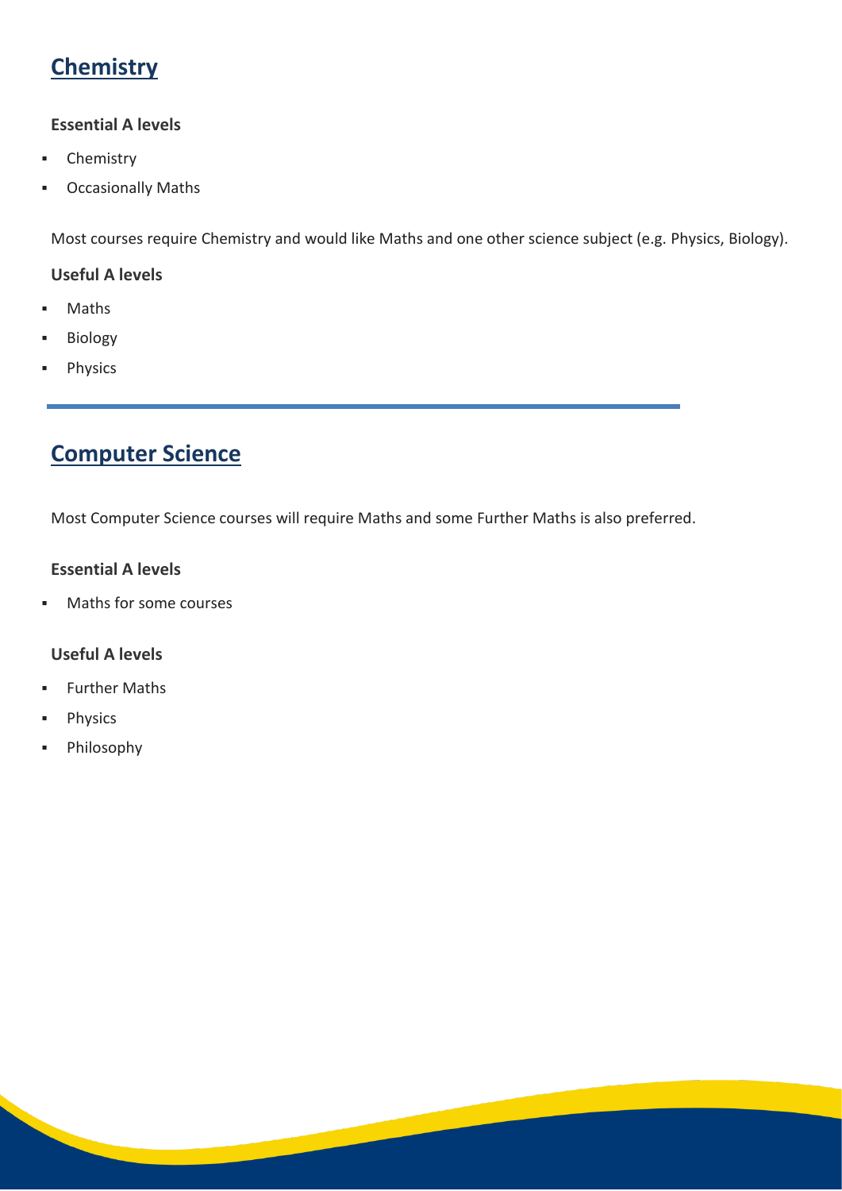## Chemistry

### Essential A levels

- Chemistry
- Occasionally Maths

Most courses require Chemistry and would like Maths and one other science subject (e.g. Physics, Biology).

### Useful A levels

- Maths
- Biology
- Physics

---

## Computer Science

Most Computer Science courses will require Maths and some Further Maths is also preferred.

### Essential A levels

- Maths for some courses

### Useful A levels

- Further Maths
- Physics
- Philosophy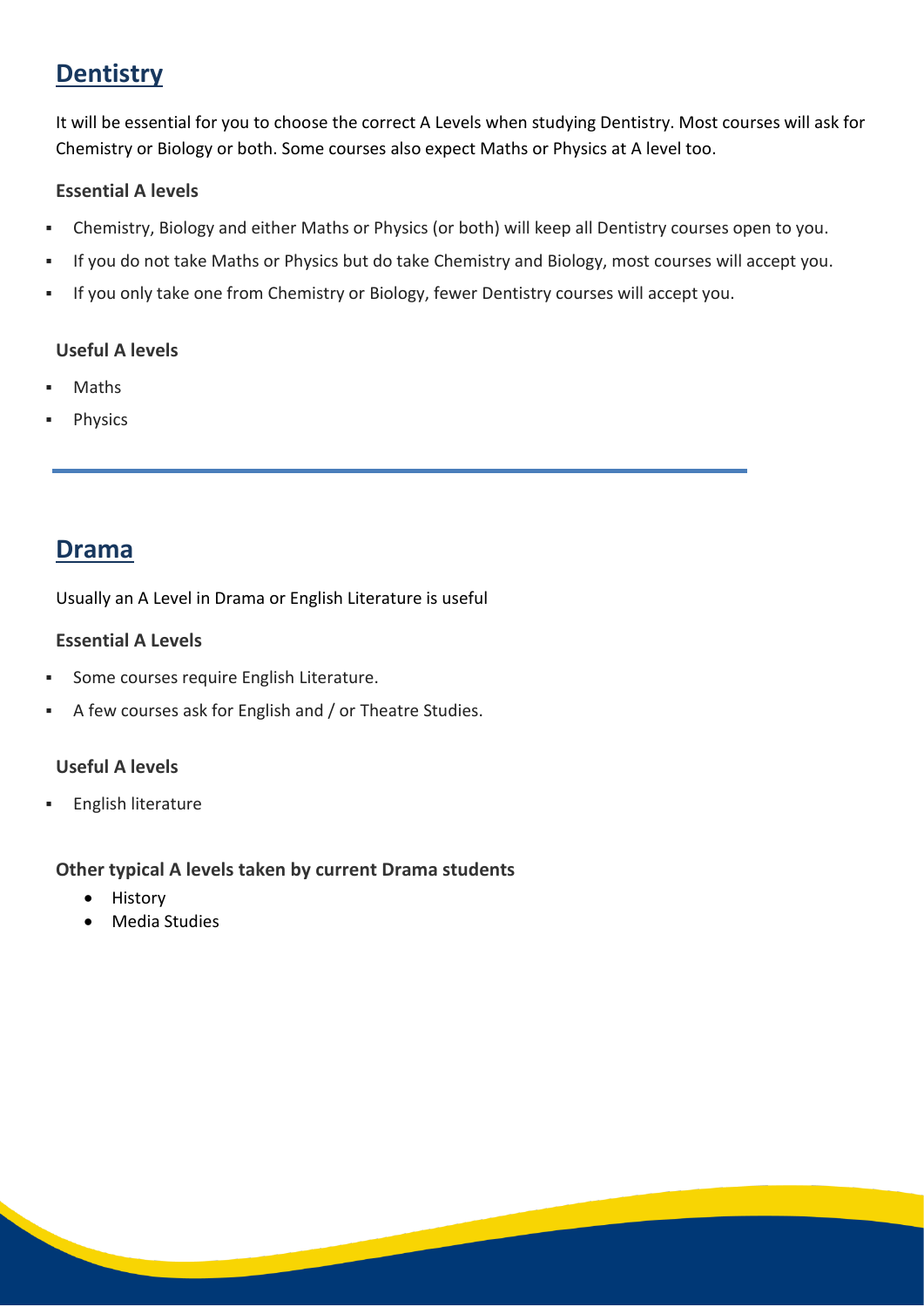## Dentistry

It will be essential for you to choose the correct A Levels when studying Dentistry. Most courses will ask for Chemistry or Biology or both. Some courses also expect Maths or Physics at A level too.

### Essential A levels

- Chemistry, Biology and either Maths or Physics (or both) will keep all Dentistry courses open to you.
- If you do not take Maths or Physics but do take Chemistry and Biology, most courses will accept you.
- If you only take one from Chemistry or Biology, fewer Dentistry courses will accept you.

### Useful A levels

- Maths
- Physics

---

## Drama

Usually an A Level in Drama or English Literature is useful

### Essential A Levels

- Some courses require English Literature.
- A few courses ask for English and / or Theatre Studies.

### Useful A levels

- English literature

### Other typical A levels taken by current Drama students

- History
- Media Studies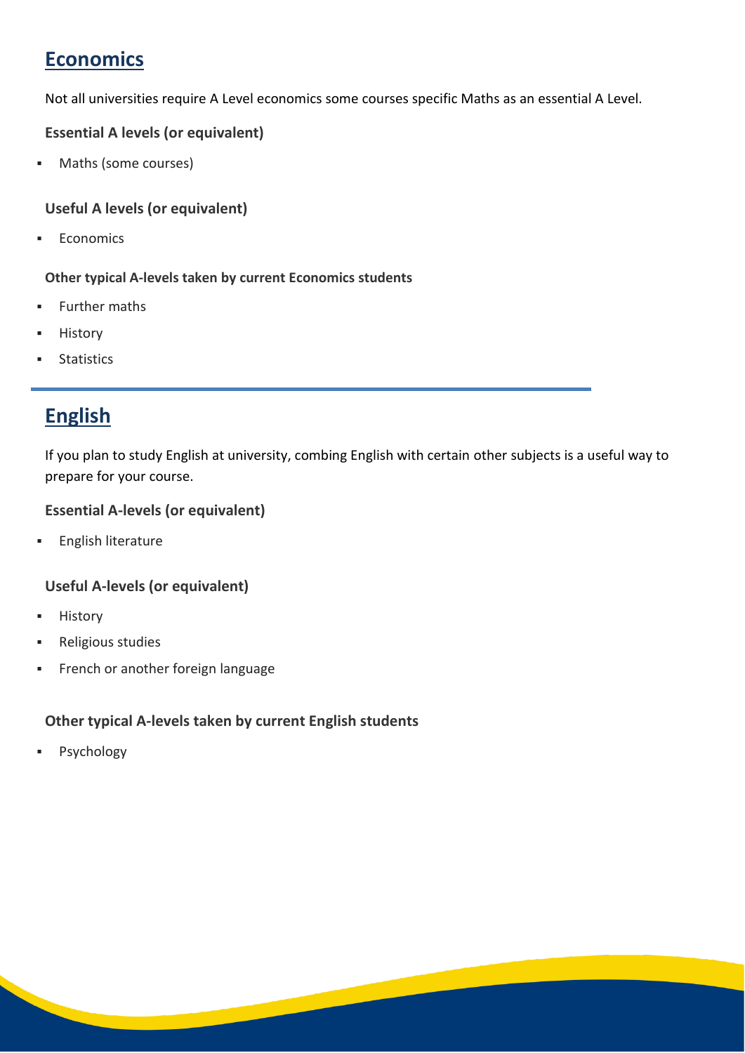## Economics

Not all universities require A Level economics some courses specific Maths as an essential A Level.

**Essential A levels (or equivalent)**

- Maths (some courses)

**Useful A levels (or equivalent)**

- Economics

**Other typical A-levels taken by current Economics students**

- Further maths
- History
- Statistics

---

## English

If you plan to study English at university, combing English with certain other subjects is a useful way to prepare for your course.

**Essential A-levels (or equivalent)**

- English literature

**Useful A-levels (or equivalent)**

- History
- Religious studies
- French or another foreign language

**Other typical A-levels taken by current English students**

- Psychology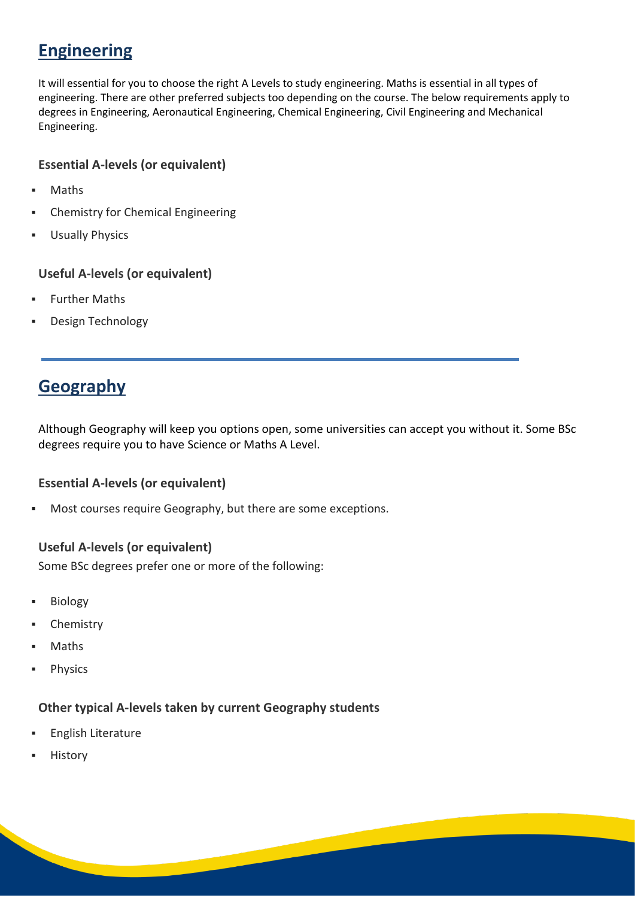## Engineering

It will essential for you to choose the right A Levels to study engineering. Maths is essential in all types of engineering. There are other preferred subjects too depending on the course. The below requirements apply to degrees in Engineering, Aeronautical Engineering, Chemical Engineering, Civil Engineering and Mechanical Engineering.

**Essential A-levels (or equivalent)**

- Maths
- Chemistry for Chemical Engineering
- Usually Physics

**Useful A-levels (or equivalent)**

- Further Maths
- Design Technology

---

## Geography

Although Geography will keep you options open, some universities can accept you without it. Some BSc degrees require you to have Science or Maths A Level.

**Essential A-levels (or equivalent)**

- Most courses require Geography, but there are some exceptions.

**Useful A-levels (or equivalent)**

Some BSc degrees prefer one or more of the following:

- Biology
- Chemistry
- Maths
- Physics

**Other typical A-levels taken by current Geography students**

- English Literature
- History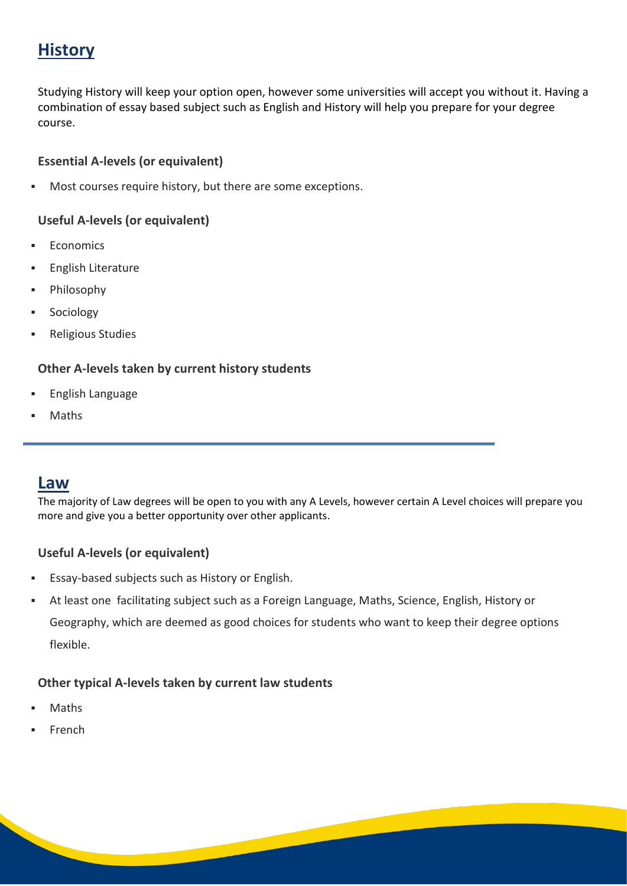## History

Studying History will keep your option open, however some universities will accept you without it. Having a combination of essay based subject such as English and History will help you prepare for your degree course.

### Essential A-levels (or equivalent)

- Most courses require history, but there are some exceptions.

### Useful A-levels (or equivalent)

- Economics
- English Literature
- Philosophy
- Sociology
- Religious Studies

### Other A-levels taken by current history students

- English Language
- Maths

---

## Law

The majority of Law degrees will be open to you with any A Levels, however certain A Level choices will prepare you more and give you a better opportunity over other applicants.

### Useful A-levels (or equivalent)

- Essay-based subjects such as History or English.
- At least one facilitating subject such as a Foreign Language, Maths, Science, English, History or Geography, which are deemed as good choices for students who want to keep their degree options flexible.

### Other typical A-levels taken by current law students

- Maths
- French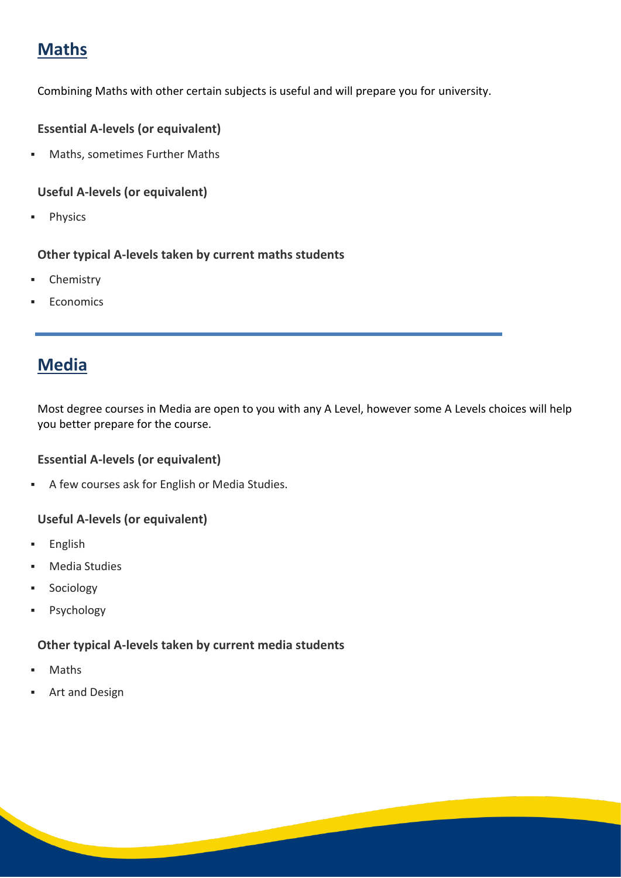## Maths

Combining Maths with other certain subjects is useful and will prepare you for university.

### Essential A-levels (or equivalent)

- Maths, sometimes Further Maths

### Useful A-levels (or equivalent)

- Physics

### Other typical A-levels taken by current maths students

- Chemistry
- Economics

---

## Media

Most degree courses in Media are open to you with any A Level, however some A Levels choices will help you better prepare for the course.

### Essential A-levels (or equivalent)

- A few courses ask for English or Media Studies.

### Useful A-levels (or equivalent)

- English
- Media Studies
- Sociology
- Psychology

### Other typical A-levels taken by current media students

- Maths
- Art and Design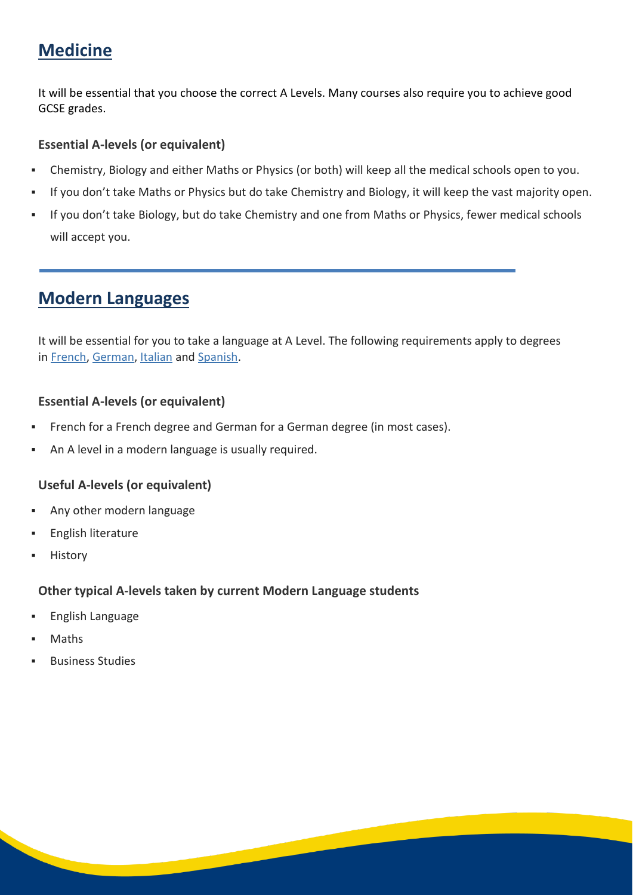## Medicine

It will be essential that you choose the correct A Levels. Many courses also require you to achieve good GCSE grades.

### Essential A-levels (or equivalent)

- Chemistry, Biology and either Maths or Physics (or both) will keep all the medical schools open to you.
- If you don't take Maths or Physics but do take Chemistry and Biology, it will keep the vast majority open.
- If you don't take Biology, but do take Chemistry and one from Maths or Physics, fewer medical schools will accept you.

---

## Modern Languages

It will be essential for you to take a language at A Level. The following requirements apply to degrees in French, German, Italian and Spanish.

### Essential A-levels (or equivalent)

- French for a French degree and German for a German degree (in most cases).
- An A level in a modern language is usually required.

### Useful A-levels (or equivalent)

- Any other modern language
- English literature
- History

### Other typical A-levels taken by current Modern Language students

- English Language
- Maths
- Business Studies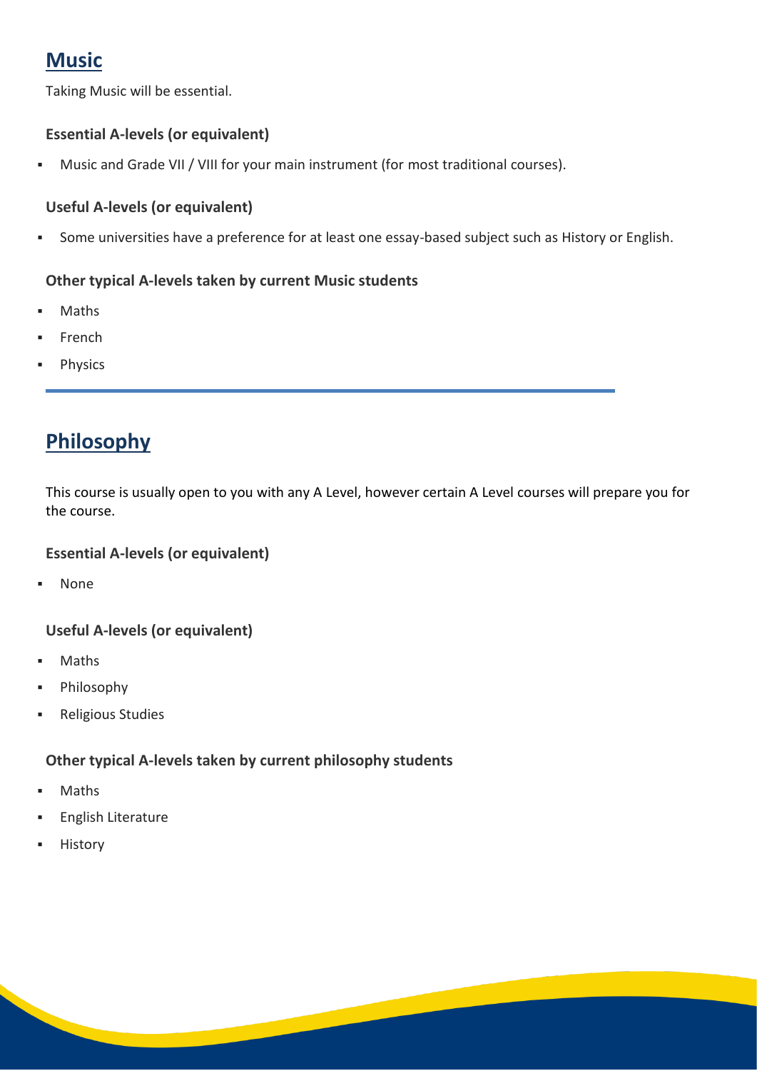## Music

Taking Music will be essential.

### Essential A-levels (or equivalent)

- Music and Grade VII / VIII for your main instrument (for most traditional courses).

### Useful A-levels (or equivalent)

- Some universities have a preference for at least one essay-based subject such as History or English.

### Other typical A-levels taken by current Music students

- Maths
- French
- Physics

---

## Philosophy

This course is usually open to you with any A Level, however certain A Level courses will prepare you for the course.

### Essential A-levels (or equivalent)

- None

### Useful A-levels (or equivalent)

- Maths
- Philosophy
- Religious Studies

### Other typical A-levels taken by current philosophy students

- Maths
- English Literature
- History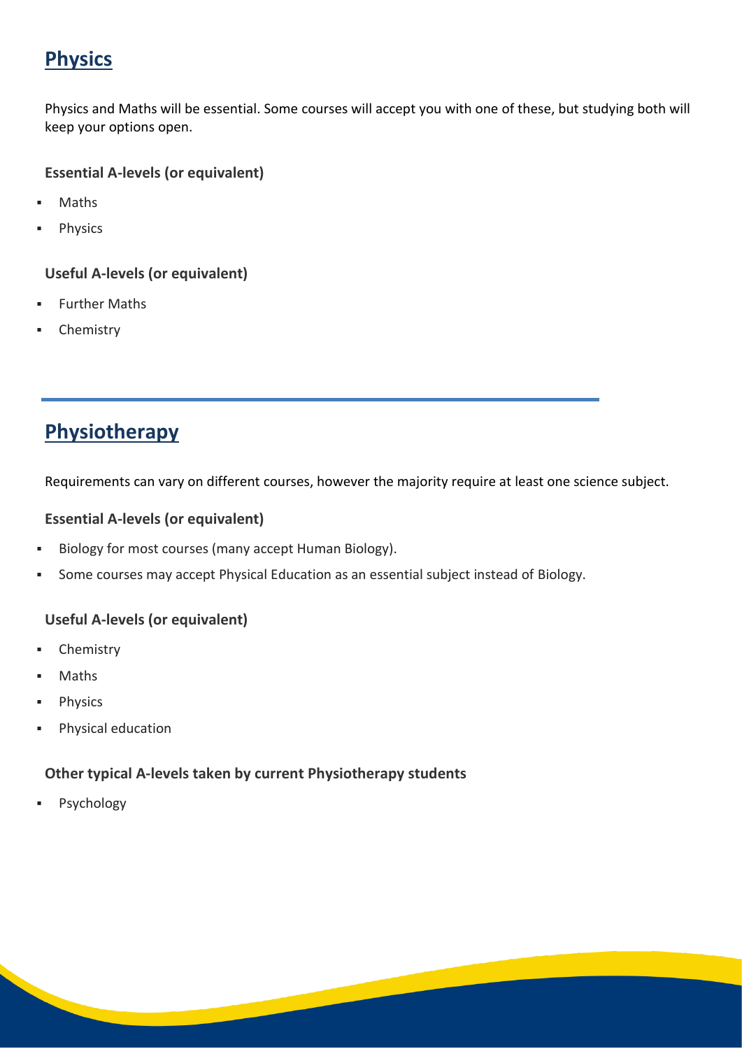## Physics

Physics and Maths will be essential. Some courses will accept you with one of these, but studying both will keep your options open.

**Essential A-levels (or equivalent)**

- Maths
- Physics

**Useful A-levels (or equivalent)**

- Further Maths
- Chemistry

---

## Physiotherapy

Requirements can vary on different courses, however the majority require at least one science subject.

**Essential A-levels (or equivalent)**

- Biology for most courses (many accept Human Biology).
- Some courses may accept Physical Education as an essential subject instead of Biology.

**Useful A-levels (or equivalent)**

- Chemistry
- Maths
- Physics
- Physical education

**Other typical A-levels taken by current Physiotherapy students**

- Psychology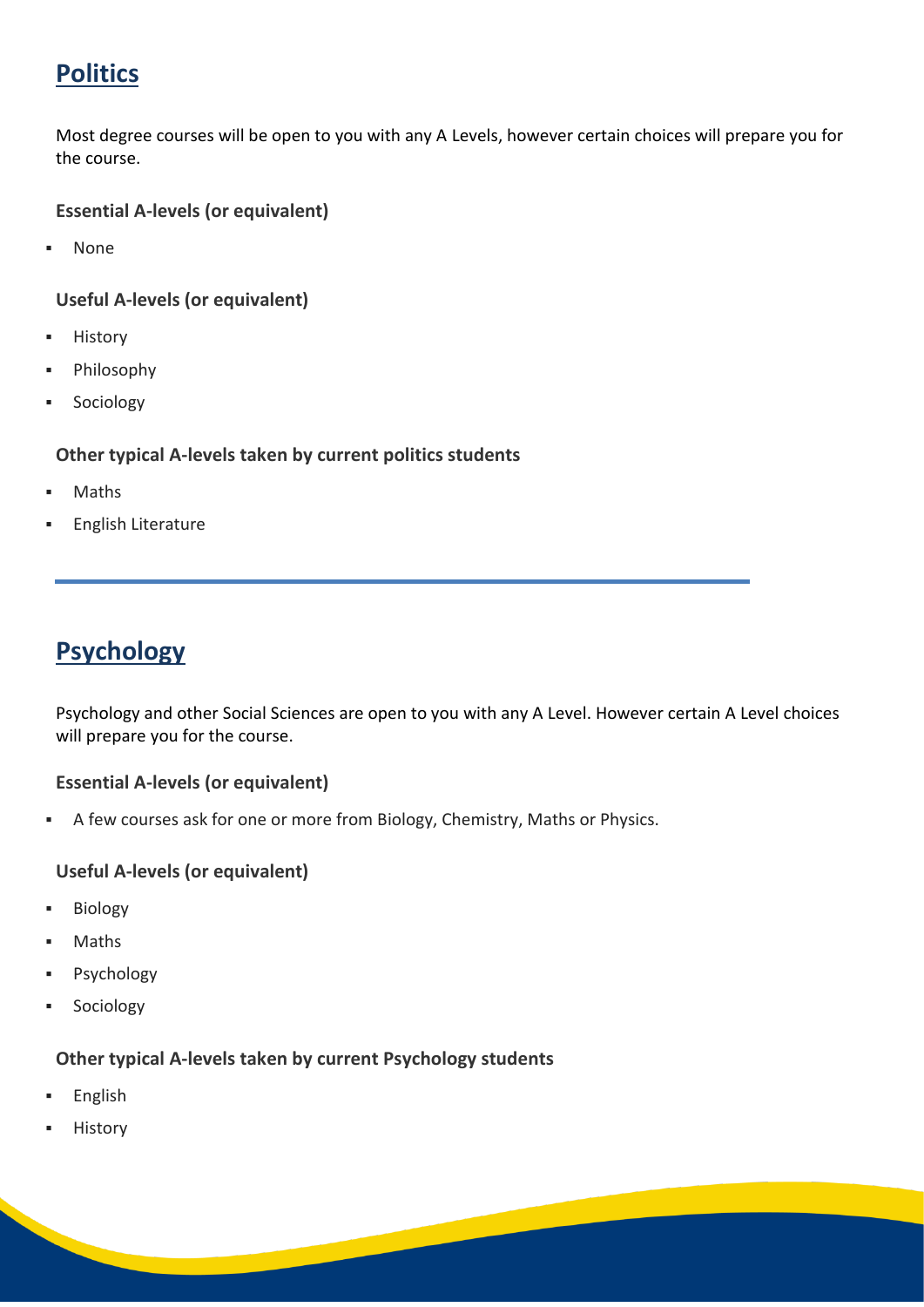## Politics

Most degree courses will be open to you with any A Levels, however certain choices will prepare you for the course.

**Essential A-levels (or equivalent)**

- None

**Useful A-levels (or equivalent)**

- History
- Philosophy
- Sociology

**Other typical A-levels taken by current politics students**

- Maths
- English Literature

---

## Psychology

Psychology and other Social Sciences are open to you with any A Level. However certain A Level choices will prepare you for the course.

**Essential A-levels (or equivalent)**

- A few courses ask for one or more from Biology, Chemistry, Maths or Physics.

**Useful A-levels (or equivalent)**

- Biology
- Maths
- Psychology
- Sociology

**Other typical A-levels taken by current Psychology students**

- English
- History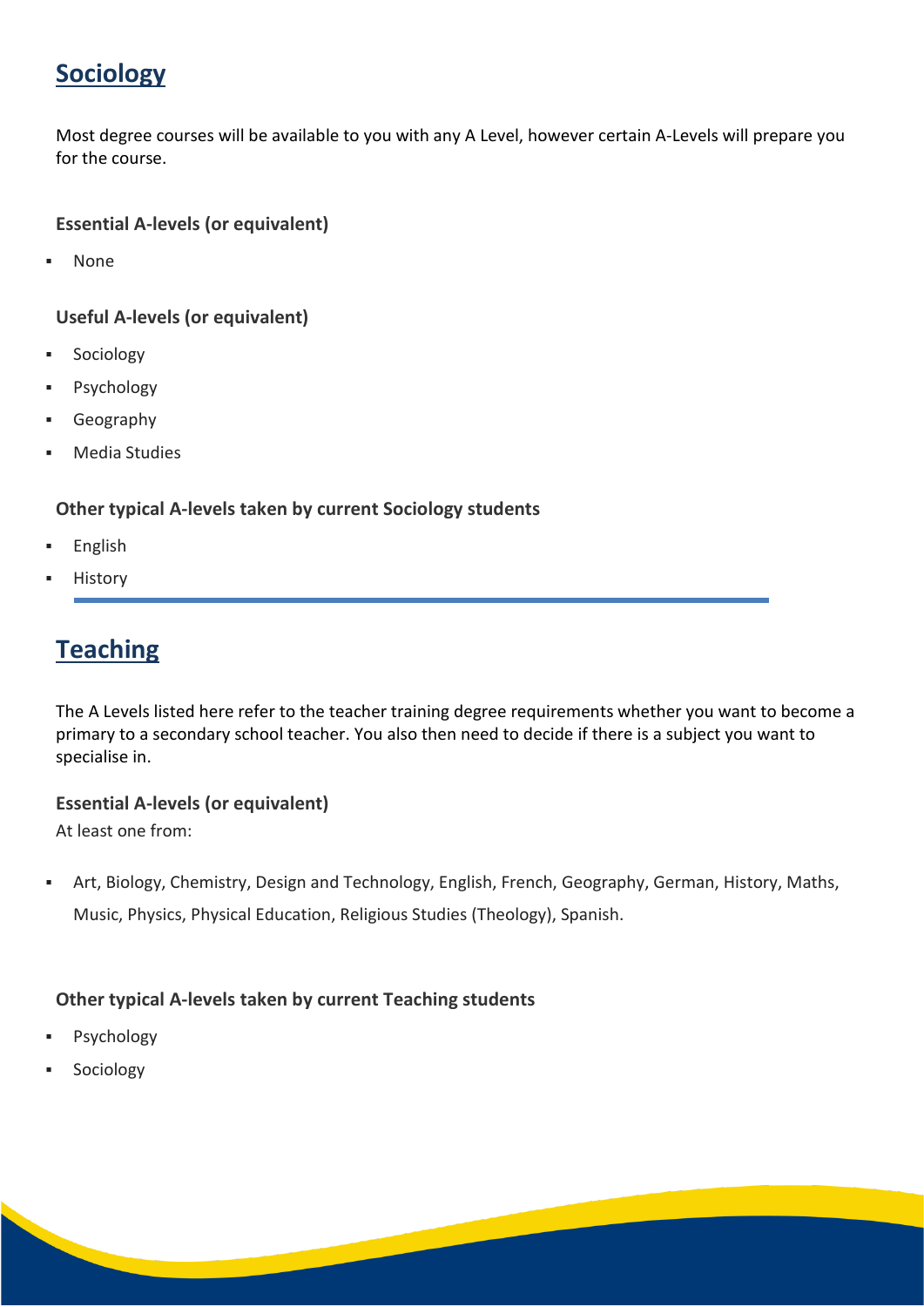## Sociology

Most degree courses will be available to you with any A Level, however certain A-Levels will prepare you for the course.

### Essential A-levels (or equivalent)

- None

### Useful A-levels (or equivalent)

- Sociology
- Psychology
- Geography
- Media Studies

### Other typical A-levels taken by current Sociology students

- English
- History

---

## Teaching

The A Levels listed here refer to the teacher training degree requirements whether you want to become a primary to a secondary school teacher. You also then need to decide if there is a subject you want to specialise in.

### Essential A-levels (or equivalent)

At least one from:

- Art, Biology, Chemistry, Design and Technology, English, French, Geography, German, History, Maths, Music, Physics, Physical Education, Religious Studies (Theology), Spanish.

### Other typical A-levels taken by current Teaching students

- Psychology
- Sociology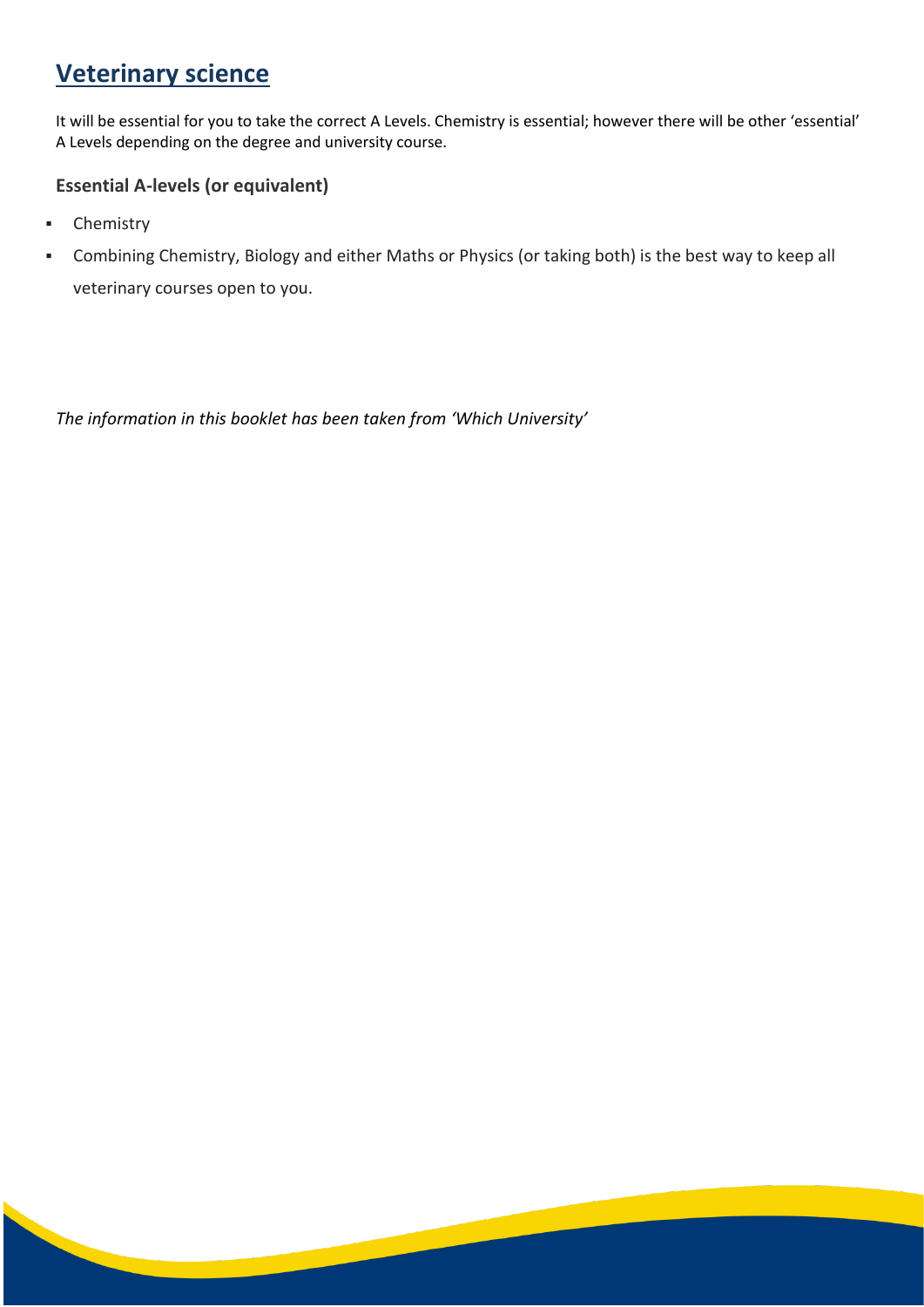## Veterinary science

It will be essential for you to take the correct A Levels. Chemistry is essential; however there will be other 'essential' A Levels depending on the degree and university course.

### Essential A-levels (or equivalent)

- Chemistry
- Combining Chemistry, Biology and either Maths or Physics (or taking both) is the best way to keep all veterinary courses open to you.

*The information in this booklet has been taken from 'Which University'*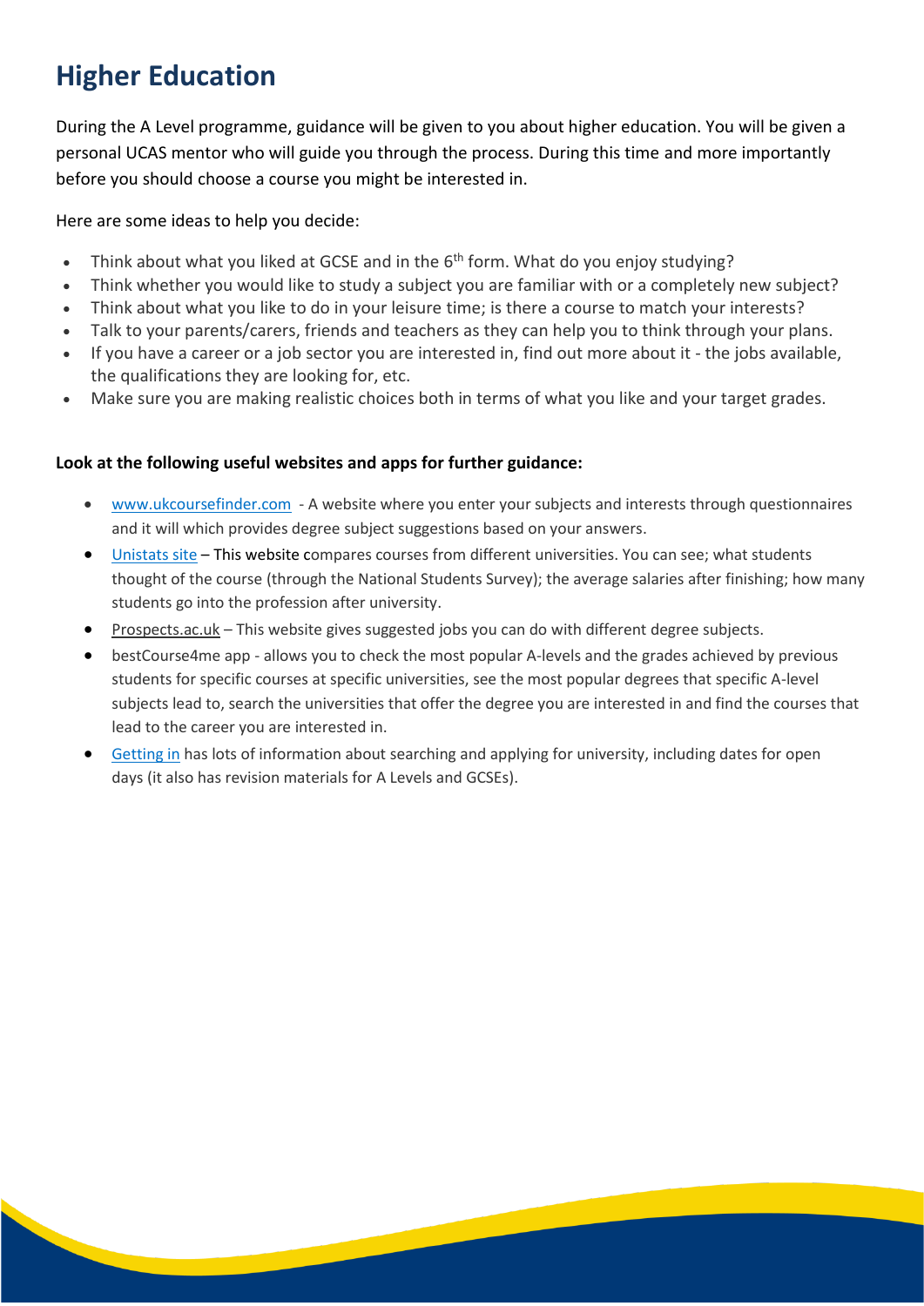# Higher Education

During the A Level programme, guidance will be given to you about higher education. You will be given a personal UCAS mentor who will guide you through the process. During this time and more importantly before you should choose a course you might be interested in.

Here are some ideas to help you decide:

- Think about what you liked at GCSE and in the 6th form. What do you enjoy studying?
- Think whether you would like to study a subject you are familiar with or a completely new subject?
- Think about what you like to do in your leisure time; is there a course to match your interests?
- Talk to your parents/carers, friends and teachers as they can help you to think through your plans.
- If you have a career or a job sector you are interested in, find out more about it - the jobs available, the qualifications they are looking for, etc.
- Make sure you are making realistic choices both in terms of what you like and your target grades.

**Look at the following useful websites and apps for further guidance:**

- www.ukcoursefinder.com - A website where you enter your subjects and interests through questionnaires and it will which provides degree subject suggestions based on your answers.
- Unistats site – This website compares courses from different universities. You can see; what students thought of the course (through the National Students Survey); the average salaries after finishing; how many students go into the profession after university.
- Prospects.ac.uk – This website gives suggested jobs you can do with different degree subjects.
- bestCourse4me app - allows you to check the most popular A-levels and the grades achieved by previous students for specific courses at specific universities, see the most popular degrees that specific A-level subjects lead to, search the universities that offer the degree you are interested in and find the courses that lead to the career you are interested in.
- Getting in has lots of information about searching and applying for university, including dates for open days (it also has revision materials for A Levels and GCSEs).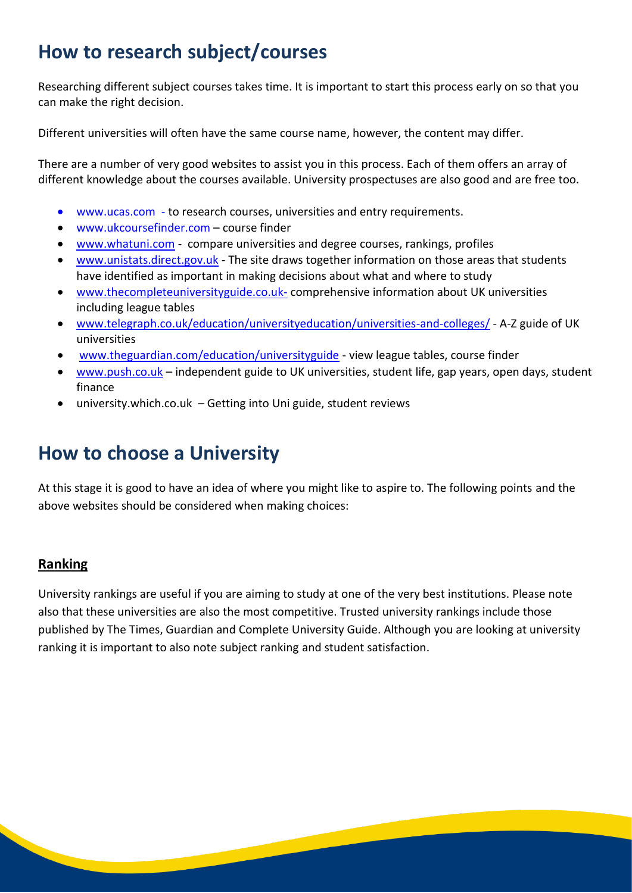## How to research subject/courses

Researching different subject courses takes time. It is important to start this process early on so that you can make the right decision.

Different universities will often have the same course name, however, the content may differ.

There are a number of very good websites to assist you in this process. Each of them offers an array of different knowledge about the courses available. University prospectuses are also good and are free too.

- www.ucas.com - to research courses, universities and entry requirements.
- www.ukcoursefinder.com – course finder
- www.whatuni.com - compare universities and degree courses, rankings, profiles
- www.unistats.direct.gov.uk - The site draws together information on those areas that students have identified as important in making decisions about what and where to study
- www.thecompleteuniversityguide.co.uk- comprehensive information about UK universities including league tables
- www.telegraph.co.uk/education/universityeducation/universities-and-colleges/ - A-Z guide of UK universities
- www.theguardian.com/education/universityguide - view league tables, course finder
- www.push.co.uk – independent guide to UK universities, student life, gap years, open days, student finance
- university.which.co.uk – Getting into Uni guide, student reviews

## How to choose a University

At this stage it is good to have an idea of where you might like to aspire to. The following points and the above websites should be considered when making choices:

### Ranking

University rankings are useful if you are aiming to study at one of the very best institutions. Please note also that these universities are also the most competitive. Trusted university rankings include those published by The Times, Guardian and Complete University Guide. Although you are looking at university ranking it is important to also note subject ranking and student satisfaction.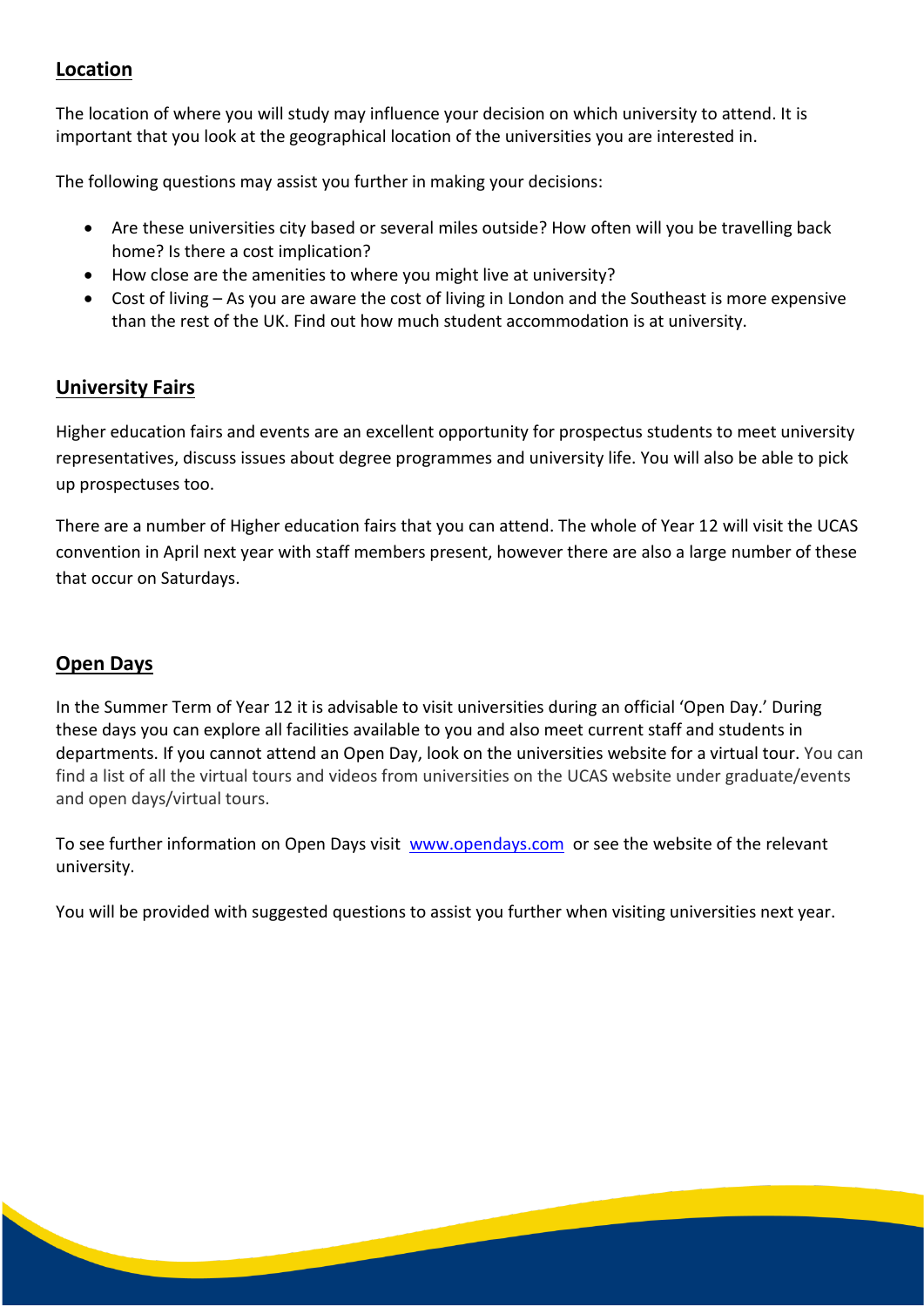## Location

The location of where you will study may influence your decision on which university to attend. It is important that you look at the geographical location of the universities you are interested in.

The following questions may assist you further in making your decisions:

- Are these universities city based or several miles outside? How often will you be travelling back home? Is there a cost implication?
- How close are the amenities to where you might live at university?
- Cost of living – As you are aware the cost of living in London and the Southeast is more expensive than the rest of the UK. Find out how much student accommodation is at university.

## University Fairs

Higher education fairs and events are an excellent opportunity for prospectus students to meet university representatives, discuss issues about degree programmes and university life. You will also be able to pick up prospectuses too.

There are a number of Higher education fairs that you can attend. The whole of Year 12 will visit the UCAS convention in April next year with staff members present, however there are also a large number of these that occur on Saturdays.

## Open Days

In the Summer Term of Year 12 it is advisable to visit universities during an official 'Open Day.' During these days you can explore all facilities available to you and also meet current staff and students in departments. If you cannot attend an Open Day, look on the universities website for a virtual tour. You can find a list of all the virtual tours and videos from universities on the UCAS website under graduate/events and open days/virtual tours.

To see further information on Open Days visit [www.opendays.com](http://www.opendays.com) or see the website of the relevant university.

You will be provided with suggested questions to assist you further when visiting universities next year.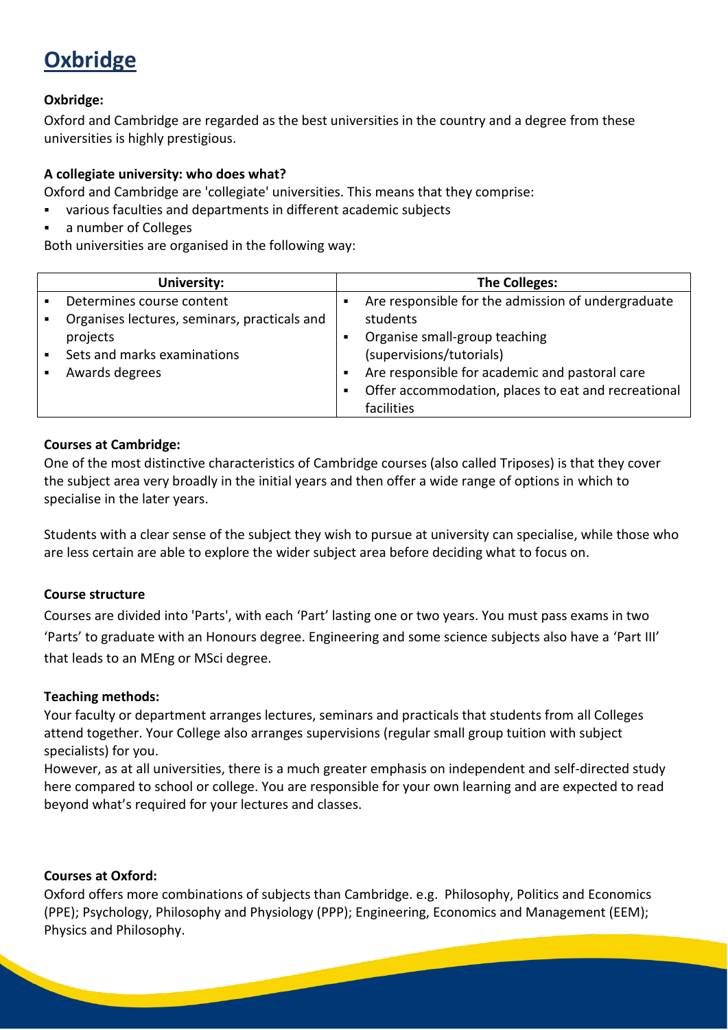# Oxbridge

**Oxbridge:**

Oxford and Cambridge are regarded as the best universities in the country and a degree from these universities is highly prestigious.

**A collegiate university: who does what?**

Oxford and Cambridge are 'collegiate' universities. This means that they comprise:

- various faculties and departments in different academic subjects
- a number of Colleges

Both universities are organised in the following way:

| University: | The Colleges: |
|---|---|
| <ul><li>Determines course content</li><li>Organises lectures, seminars, practicals and projects</li><li>Sets and marks examinations</li><li>Awards degrees</li></ul> | <ul><li>Are responsible for the admission of undergraduate students</li><li>Organise small-group teaching (supervisions/tutorials)</li><li>Are responsible for academic and pastoral care</li><li>Offer accommodation, places to eat and recreational facilities</li></ul> |

**Courses at Cambridge:**

One of the most distinctive characteristics of Cambridge courses (also called Triposes) is that they cover the subject area very broadly in the initial years and then offer a wide range of options in which to specialise in the later years.

Students with a clear sense of the subject they wish to pursue at university can specialise, while those who are less certain are able to explore the wider subject area before deciding what to focus on.

**Course structure**

Courses are divided into 'Parts', with each 'Part' lasting one or two years. You must pass exams in two 'Parts' to graduate with an Honours degree. Engineering and some science subjects also have a 'Part III' that leads to an MEng or MSci degree.

**Teaching methods:**

Your faculty or department arranges lectures, seminars and practicals that students from all Colleges attend together. Your College also arranges supervisions (regular small group tuition with subject specialists) for you.

However, as at all universities, there is a much greater emphasis on independent and self-directed study here compared to school or college. You are responsible for your own learning and are expected to read beyond what's required for your lectures and classes.

**Courses at Oxford:**

Oxford offers more combinations of subjects than Cambridge. e.g. Philosophy, Politics and Economics (PPE); Psychology, Philosophy and Physiology (PPP); Engineering, Economics and Management (EEM); Physics and Philosophy.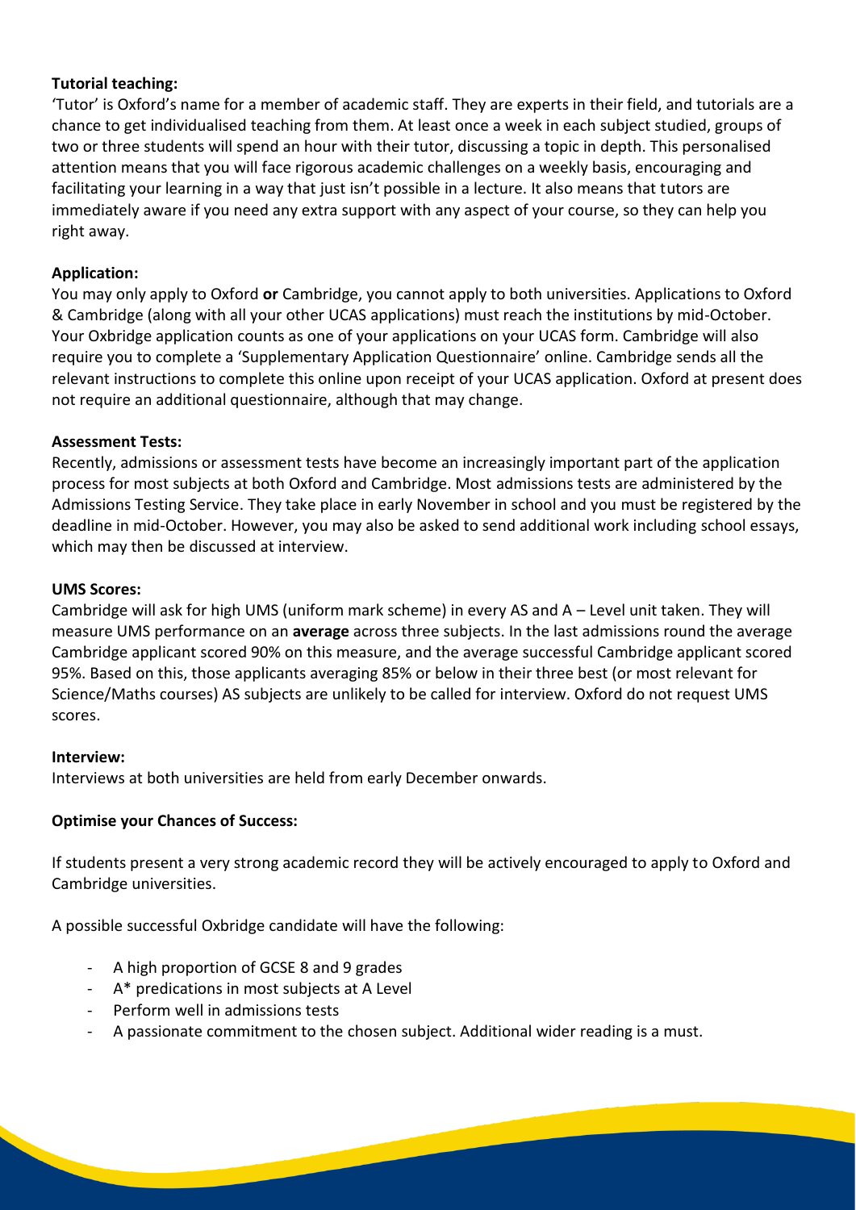**Tutorial teaching:**

'Tutor' is Oxford's name for a member of academic staff. They are experts in their field, and tutorials are a chance to get individualised teaching from them. At least once a week in each subject studied, groups of two or three students will spend an hour with their tutor, discussing a topic in depth. This personalised attention means that you will face rigorous academic challenges on a weekly basis, encouraging and facilitating your learning in a way that just isn't possible in a lecture. It also means that tutors are immediately aware if you need any extra support with any aspect of your course, so they can help you right away.

**Application:**

You may only apply to Oxford **or** Cambridge, you cannot apply to both universities. Applications to Oxford & Cambridge (along with all your other UCAS applications) must reach the institutions by mid-October. Your Oxbridge application counts as one of your applications on your UCAS form. Cambridge will also require you to complete a 'Supplementary Application Questionnaire' online. Cambridge sends all the relevant instructions to complete this online upon receipt of your UCAS application. Oxford at present does not require an additional questionnaire, although that may change.

**Assessment Tests:**

Recently, admissions or assessment tests have become an increasingly important part of the application process for most subjects at both Oxford and Cambridge. Most admissions tests are administered by the Admissions Testing Service. They take place in early November in school and you must be registered by the deadline in mid-October. However, you may also be asked to send additional work including school essays, which may then be discussed at interview.

**UMS Scores:**

Cambridge will ask for high UMS (uniform mark scheme) in every AS and A – Level unit taken. They will measure UMS performance on an **average** across three subjects. In the last admissions round the average Cambridge applicant scored 90% on this measure, and the average successful Cambridge applicant scored 95%. Based on this, those applicants averaging 85% or below in their three best (or most relevant for Science/Maths courses) AS subjects are unlikely to be called for interview. Oxford do not request UMS scores.

**Interview:**

Interviews at both universities are held from early December onwards.

**Optimise your Chances of Success:**

If students present a very strong academic record they will be actively encouraged to apply to Oxford and Cambridge universities.

A possible successful Oxbridge candidate will have the following:

- A high proportion of GCSE 8 and 9 grades
- A* predications in most subjects at A Level
- Perform well in admissions tests
- A passionate commitment to the chosen subject. Additional wider reading is a must.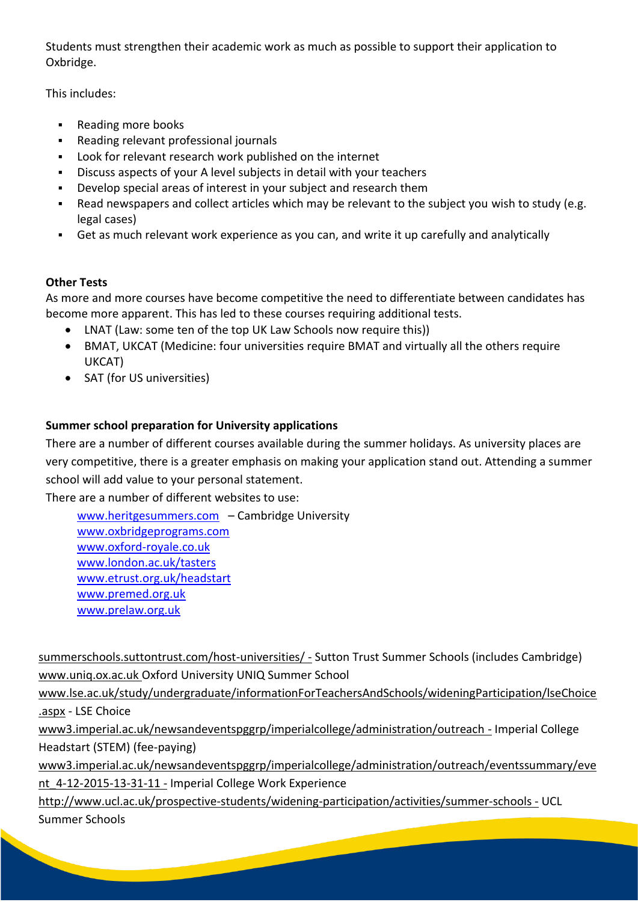Students must strengthen their academic work as much as possible to support their application to Oxbridge.

This includes:

- Reading more books
- Reading relevant professional journals
- Look for relevant research work published on the internet
- Discuss aspects of your A level subjects in detail with your teachers
- Develop special areas of interest in your subject and research them
- Read newspapers and collect articles which may be relevant to the subject you wish to study (e.g. legal cases)
- Get as much relevant work experience as you can, and write it up carefully and analytically

**Other Tests**

As more and more courses have become competitive the need to differentiate between candidates has become more apparent. This has led to these courses requiring additional tests.

- LNAT (Law: some ten of the top UK Law Schools now require this))
- BMAT, UKCAT (Medicine: four universities require BMAT and virtually all the others require UKCAT)
- SAT (for US universities)

**Summer school preparation for University applications**

There are a number of different courses available during the summer holidays. As university places are very competitive, there is a greater emphasis on making your application stand out. Attending a summer school will add value to your personal statement.

There are a number of different websites to use:

www.heritgesummers.com – Cambridge University
www.oxbridgeprograms.com
www.oxford-royale.co.uk
www.london.ac.uk/tasters
www.etrust.org.uk/headstart
www.premed.org.uk
www.prelaw.org.uk

summerschools.suttontrust.com/host-universities/ - Sutton Trust Summer Schools (includes Cambridge)
www.uniq.ox.ac.uk Oxford University UNIQ Summer School
www.lse.ac.uk/study/undergraduate/informationForTeachersAndSchools/wideningParticipation/lseChoice.aspx - LSE Choice
www3.imperial.ac.uk/newsandeventspggrp/imperialcollege/administration/outreach - Imperial College Headstart (STEM) (fee-paying)
www3.imperial.ac.uk/newsandeventspggrp/imperialcollege/administration/outreach/eventssummary/event_4-12-2015-13-31-11 - Imperial College Work Experience
http://www.ucl.ac.uk/prospective-students/widening-participation/activities/summer-schools - UCL Summer Schools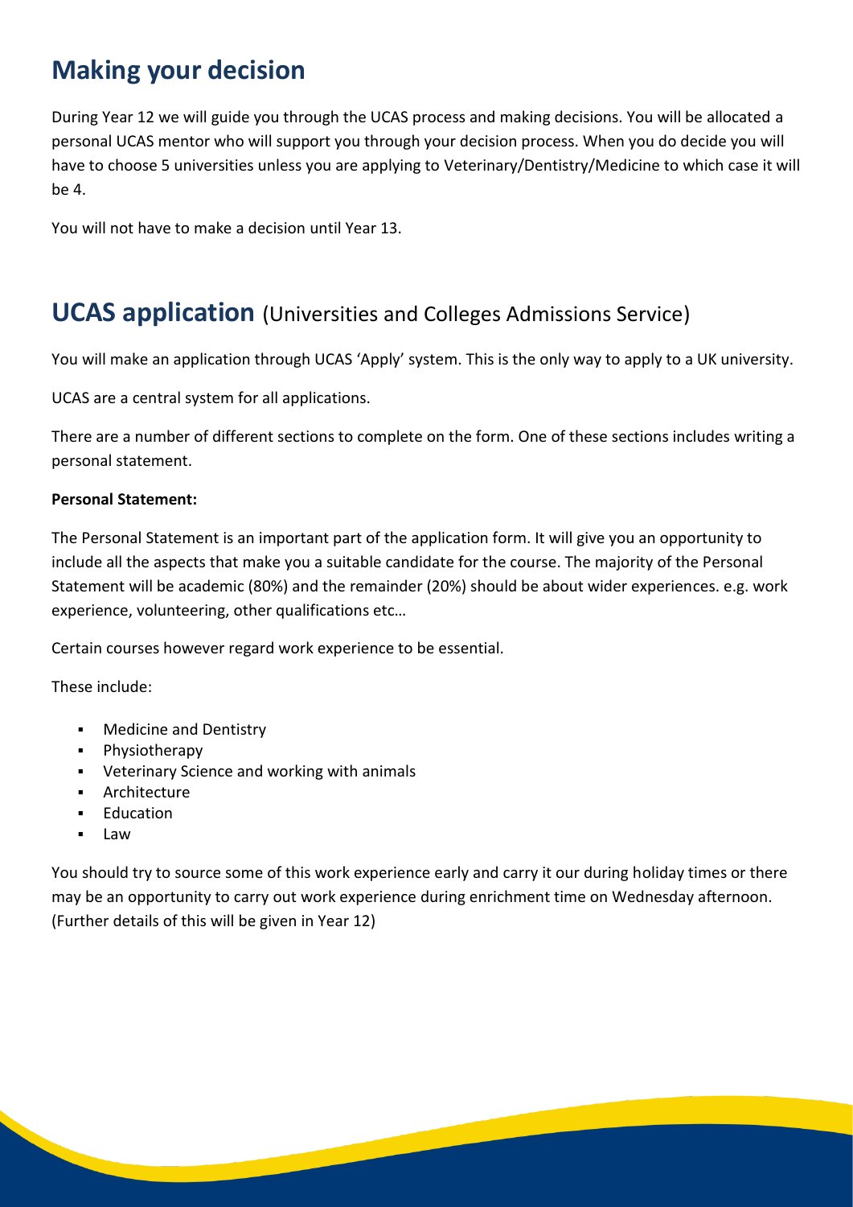## Making your decision

During Year 12 we will guide you through the UCAS process and making decisions. You will be allocated a personal UCAS mentor who will support you through your decision process. When you do decide you will have to choose 5 universities unless you are applying to Veterinary/Dentistry/Medicine to which case it will be 4.

You will not have to make a decision until Year 13.

## UCAS application (Universities and Colleges Admissions Service)

You will make an application through UCAS 'Apply' system. This is the only way to apply to a UK university.

UCAS are a central system for all applications.

There are a number of different sections to complete on the form. One of these sections includes writing a personal statement.

**Personal Statement:**

The Personal Statement is an important part of the application form. It will give you an opportunity to include all the aspects that make you a suitable candidate for the course. The majority of the Personal Statement will be academic (80%) and the remainder (20%) should be about wider experiences. e.g. work experience, volunteering, other qualifications etc…

Certain courses however regard work experience to be essential.

These include:

- Medicine and Dentistry
- Physiotherapy
- Veterinary Science and working with animals
- Architecture
- Education
- Law

You should try to source some of this work experience early and carry it our during holiday times or there may be an opportunity to carry out work experience during enrichment time on Wednesday afternoon. (Further details of this will be given in Year 12)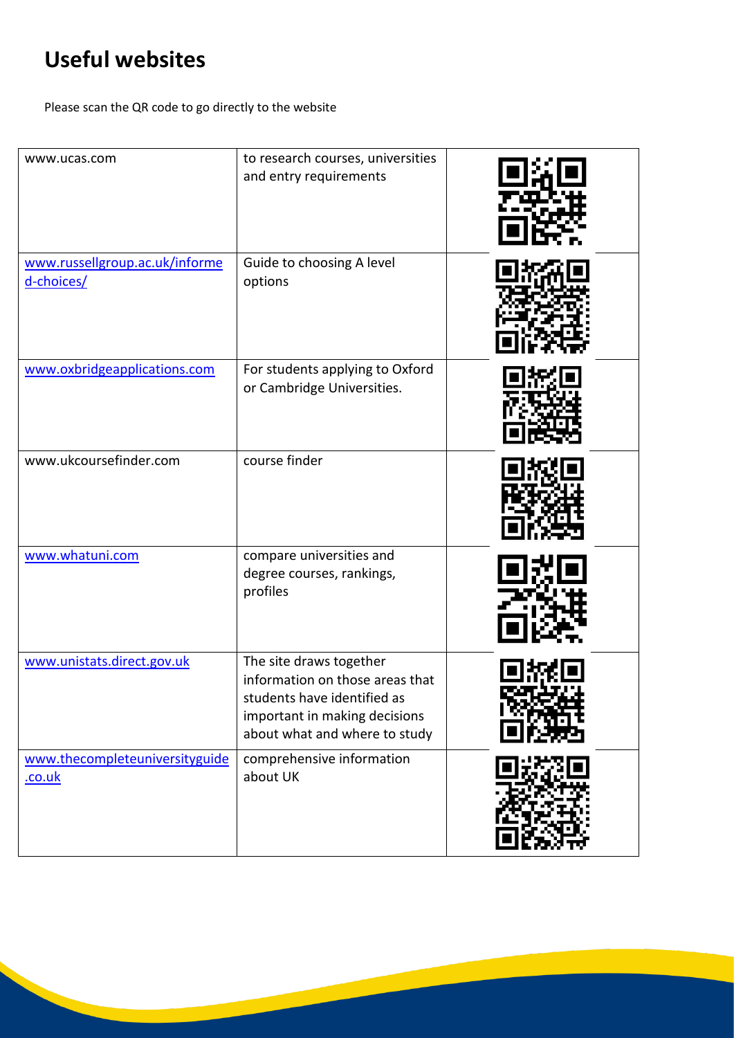# Useful websites

Please scan the QR code to go directly to the website

| | | |
|---|---|---|
| www.ucas.com | to research courses, universities and entry requirements | |
| www.russellgroup.ac.uk/informed-choices/ | Guide to choosing A level options | |
| www.oxbridgeapplications.com | For students applying to Oxford or Cambridge Universities. | |
| www.ukcoursefinder.com | course finder | |
| www.whatuni.com | compare universities and degree courses, rankings, profiles | |
| www.unistats.direct.gov.uk | The site draws together information on those areas that students have identified as important in making decisions about what and where to study | |
| www.thecompleteuniversityguide.co.uk | comprehensive information about UK | |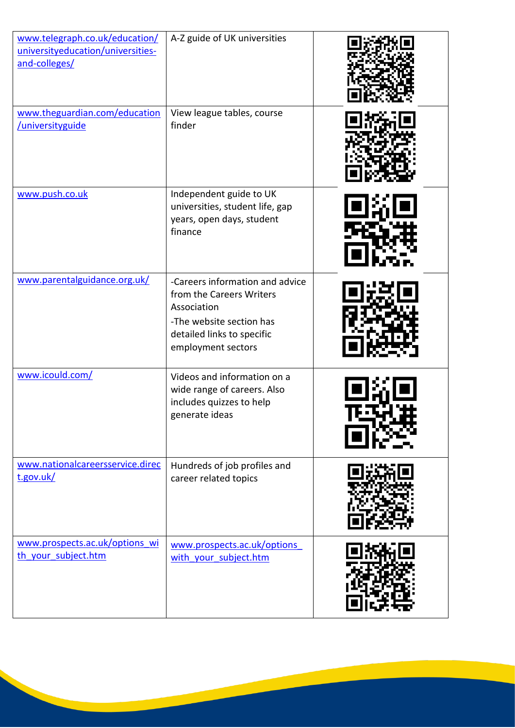| | | |
|---|---|---|
| www.telegraph.co.uk/education/universityeducation/universities-and-colleges/ | A-Z guide of UK universities | |
| www.theguardian.com/education/universityguide | View league tables, course finder | |
| www.push.co.uk | Independent guide to UK universities, student life, gap years, open days, student finance | |
| www.parentalguidance.org.uk/ | -Careers information and advice from the Careers Writers Association<br>-The website section has detailed links to specific employment sectors | |
| www.icould.com/ | Videos and information on a wide range of careers. Also includes quizzes to help generate ideas | |
| www.nationalcareersservice.direct.gov.uk/ | Hundreds of job profiles and career related topics | |
| www.prospects.ac.uk/options_with_your_subject.htm | www.prospects.ac.uk/options_with_your_subject.htm | |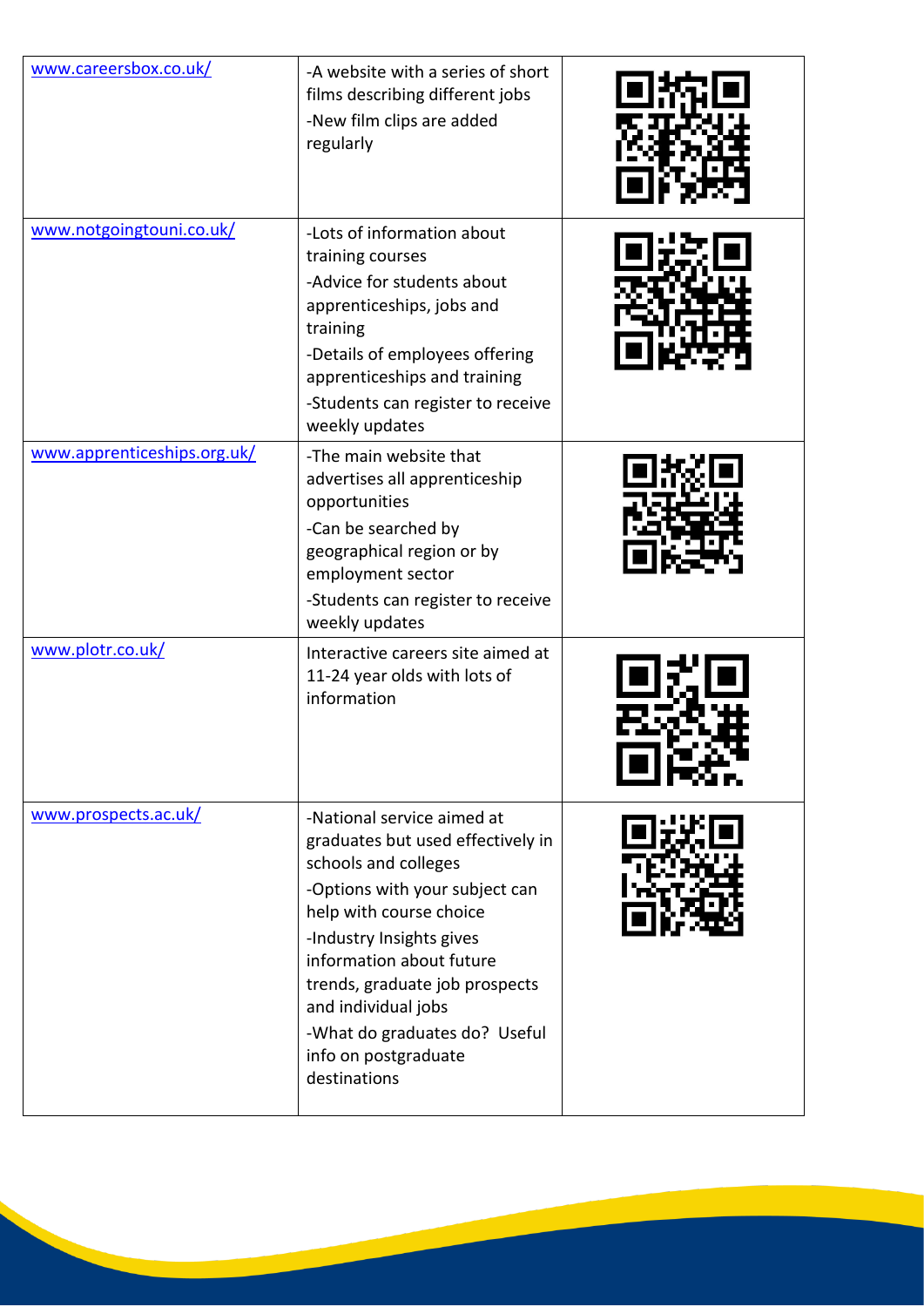| | | |
|---|---|---|
| www.careersbox.co.uk/ | -A website with a series of short films describing different jobs<br>-New film clips are added regularly | |
| www.notgoingtouni.co.uk/ | -Lots of information about training courses<br>-Advice for students about apprenticeships, jobs and training<br>-Details of employees offering apprenticeships and training<br>-Students can register to receive weekly updates | |
| www.apprenticeships.org.uk/ | -The main website that advertises all apprenticeship opportunities<br>-Can be searched by geographical region or by employment sector<br>-Students can register to receive weekly updates | |
| www.plotr.co.uk/ | Interactive careers site aimed at 11-24 year olds with lots of information | |
| www.prospects.ac.uk/ | -National service aimed at graduates but used effectively in schools and colleges<br>-Options with your subject can help with course choice<br>-Industry Insights gives information about future trends, graduate job prospects and individual jobs<br>-What do graduates do? Useful info on postgraduate destinations | |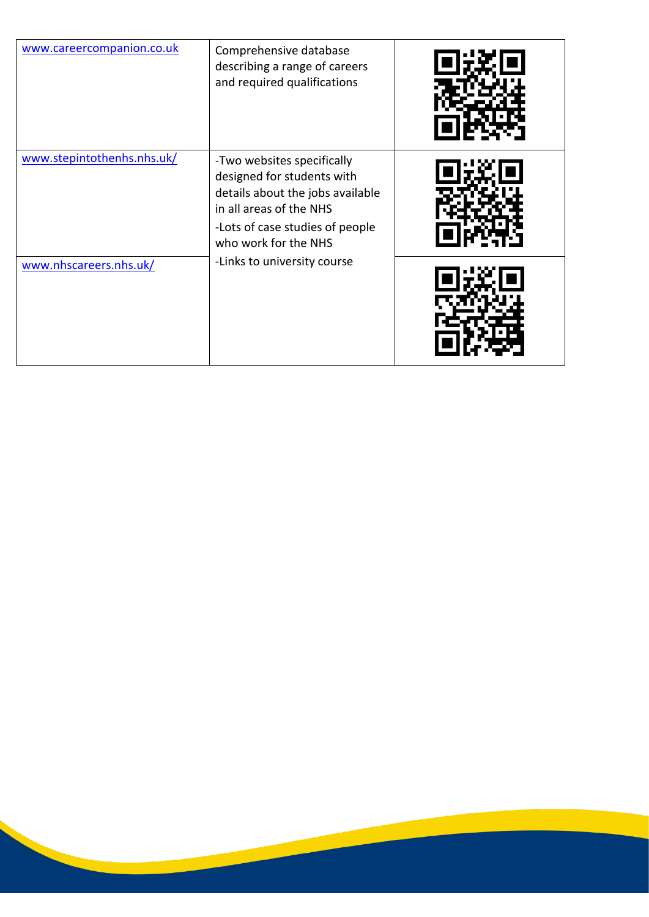| | | |
|---|---|---|
| www.careercompanion.co.uk | Comprehensive database describing a range of careers and required qualifications | |
| www.stepintothenhs.nhs.uk/ | -Two websites specifically designed for students with details about the jobs available in all areas of the NHS<br>-Lots of case studies of people who work for the NHS<br>-Links to university course | |
| www.nhscareers.nhs.uk/ | | |